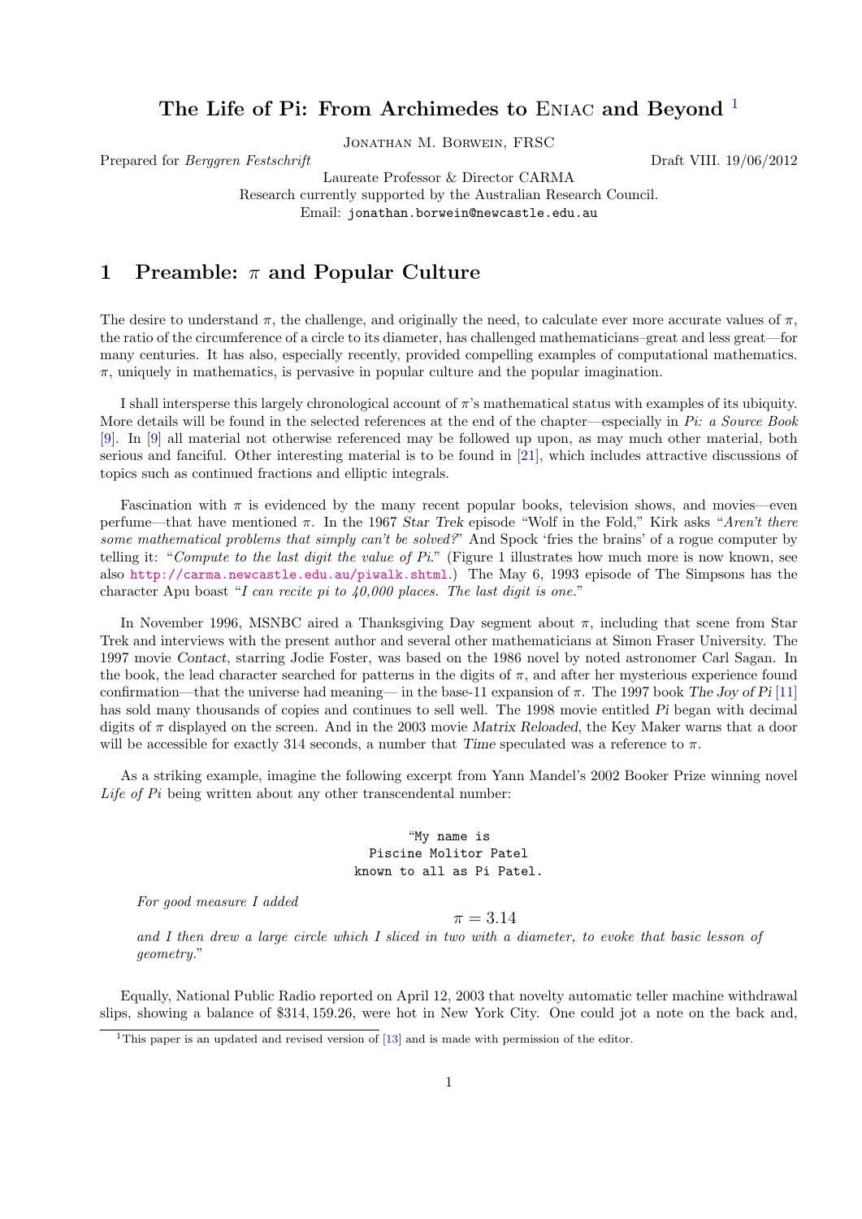# The Life of Pi: From Archimedes to ENIAC and Beyond [1]

Jonathan M. Borwein, FRSC

Prepared for *Berggren Festschrift* — Draft VIII. 19/06/2012

Laureate Professor & Director CARMA
Research currently supported by the Australian Research Council.
Email: jonathan.borwein@newcastle.edu.au

## 1 Preamble: $\pi$ and Popular Culture

The desire to understand $\pi$, the challenge, and originally the need, to calculate ever more accurate values of $\pi$, the ratio of the circumference of a circle to its diameter, has challenged mathematicians–great and less great—for many centuries. It has also, especially recently, provided compelling examples of computational mathematics. $\pi$, uniquely in mathematics, is pervasive in popular culture and the popular imagination.

I shall intersperse this largely chronological account of $\pi$'s mathematical status with examples of its ubiquity. More details will be found in the selected references at the end of the chapter—especially in *Pi: a Source Book* [9]. In [9] all material not otherwise referenced may be followed up upon, as may much other material, both serious and fanciful. Other interesting material is to be found in [21], which includes attractive discussions of topics such as continued fractions and elliptic integrals.

Fascination with $\pi$ is evidenced by the many recent popular books, television shows, and movies—even perfume—that have mentioned $\pi$. In the 1967 *Star Trek* episode "Wolf in the Fold," Kirk asks "*Aren't there some mathematical problems that simply can't be solved?*" And Spock 'fries the brains' of a rogue computer by telling it: "*Compute to the last digit the value of Pi.*" (Figure 1 illustrates how much more is now known, see also http://carma.newcastle.edu.au/piwalk.shtml.) The May 6, 1993 episode of The Simpsons has the character Apu boast "*I can recite pi to 40,000 places. The last digit is one.*"

In November 1996, MSNBC aired a Thanksgiving Day segment about $\pi$, including that scene from Star Trek and interviews with the present author and several other mathematicians at Simon Fraser University. The 1997 movie *Contact*, starring Jodie Foster, was based on the 1986 novel by noted astronomer Carl Sagan. In the book, the lead character searched for patterns in the digits of $\pi$, and after her mysterious experience found confirmation—that the universe had meaning— in the base-11 expansion of $\pi$. The 1997 book *The Joy of Pi* [11] has sold many thousands of copies and continues to sell well. The 1998 movie entitled *Pi* began with decimal digits of $\pi$ displayed on the screen. And in the 2003 movie *Matrix Reloaded*, the Key Maker warns that a door will be accessible for exactly 314 seconds, a number that *Time* speculated was a reference to $\pi$.

As a striking example, imagine the following excerpt from Yann Mandel's 2002 Booker Prize winning novel *Life of Pi* being written about any other transcendental number:

> "My name is
> Piscine Molitor Patel
> known to all as Pi Patel.
>
> *For good measure I added*
>
> $$\pi = 3.14$$
>
> *and I then drew a large circle which I sliced in two with a diameter, to evoke that basic lesson of geometry.*"

Equally, National Public Radio reported on April 12, 2003 that novelty automatic teller machine withdrawal slips, showing a balance of \$314,159.26, were hot in New York City. One could jot a note on the back and,

[1] This paper is an updated and revised version of [13] and is made with permission of the editor.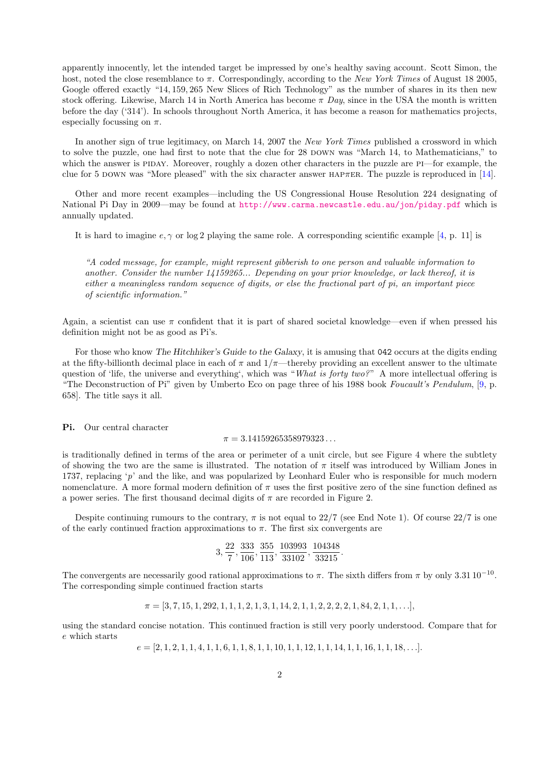apparently innocently, let the intended target be impressed by one's healthy saving account. Scott Simon, the host, noted the close resemblance to $\pi$. Correspondingly, according to the *New York Times* of August 18 2005, Google offered exactly "14, 159, 265 New Slices of Rich Technology" as the number of shares in its then new stock offering. Likewise, March 14 in North America has become $\pi$ *Day*, since in the USA the month is written before the day ('314'). In schools throughout North America, it has become a reason for mathematics projects, especially focussing on $\pi$.

In another sign of true legitimacy, on March 14, 2007 the *New York Times* published a crossword in which to solve the puzzle, one had first to note that the clue for 28 DOWN was "March 14, to Mathematicians," to which the answer is PIDAY. Moreover, roughly a dozen other characters in the puzzle are PI—for example, the clue for 5 DOWN was "More pleased" with the six character answer HAP$\pi$ER. The puzzle is reproduced in [14].

Other and more recent examples—including the US Congressional House Resolution 224 designating of National Pi Day in 2009—may be found at http://www.carma.newcastle.edu.au/jon/piday.pdf which is annually updated.

It is hard to imagine $e, \gamma$ or $\log 2$ playing the same role. A corresponding scientific example [4, p. 11] is

> *"A coded message, for example, might represent gibberish to one person and valuable information to another. Consider the number 14159265... Depending on your prior knowledge, or lack thereof, it is either a meaningless random sequence of digits, or else the fractional part of pi, an important piece of scientific information."*

Again, a scientist can use $\pi$ confident that it is part of shared societal knowledge—even if when pressed his definition might not be as good as Pi's.

For those who know *The Hitchhiker's Guide to the Galaxy*, it is amusing that 042 occurs at the digits ending at the fifty-billionth decimal place in each of $\pi$ and $1/\pi$—thereby providing an excellent answer to the ultimate question of 'life, the universe and everything', which was "*What is forty two?*" A more intellectual offering is "The Deconstruction of Pi" given by Umberto Eco on page three of his 1988 book *Foucault's Pendulum*, [9, p. 658]. The title says it all.

**Pi.** Our central character

$$\pi = 3.14159265358979323\ldots$$

is traditionally defined in terms of the area or perimeter of a unit circle, but see Figure 4 where the subtlety of showing the two are the same is illustrated. The notation of $\pi$ itself was introduced by William Jones in 1737, replacing '$p$' and the like, and was popularized by Leonhard Euler who is responsible for much modern nomenclature. A more formal modern definition of $\pi$ uses the first positive zero of the sine function defined as a power series. The first thousand decimal digits of $\pi$ are recorded in Figure 2.

Despite continuing rumours to the contrary, $\pi$ is not equal to $22/7$ (see End Note 1). Of course $22/7$ is one of the early continued fraction approximations to $\pi$. The first six convergents are

$$3, \frac{22}{7}, \frac{333}{106}, \frac{355}{113}, \frac{103993}{33102}, \frac{104348}{33215}.$$

The convergents are necessarily good rational approximations to $\pi$. The sixth differs from $\pi$ by only $3.31\,10^{-10}$. The corresponding simple continued fraction starts

$$\pi = [3, 7, 15, 1, 292, 1, 1, 1, 2, 1, 3, 1, 14, 2, 1, 1, 2, 2, 2, 2, 1, 84, 2, 1, 1, \ldots],$$

using the standard concise notation. This continued fraction is still very poorly understood. Compare that for $e$ which starts

$$e = [2, 1, 2, 1, 1, 4, 1, 1, 6, 1, 1, 8, 1, 1, 10, 1, 1, 12, 1, 1, 14, 1, 1, 16, 1, 1, 18, \ldots].$$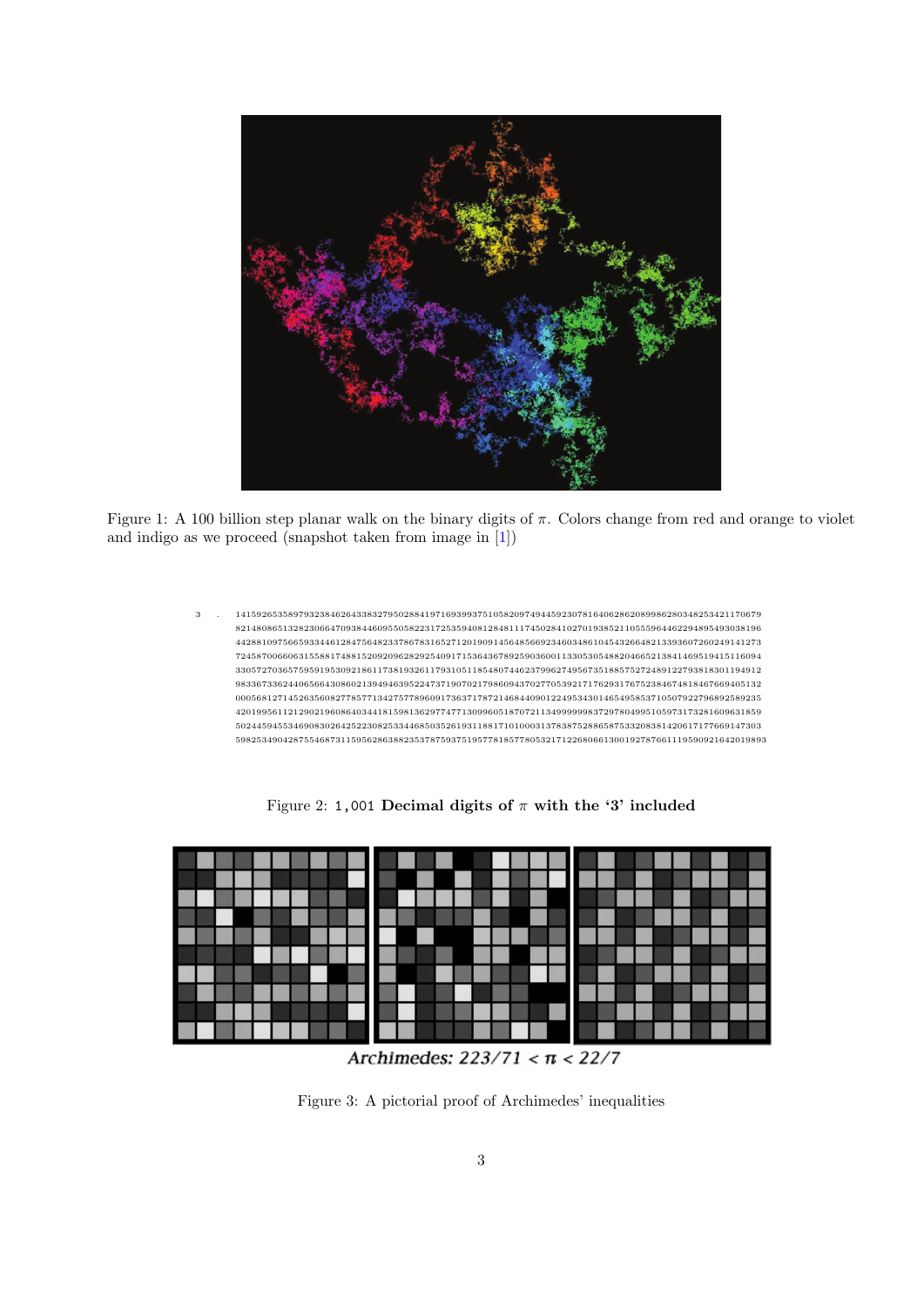Figure 1: A 100 billion step planar walk on the binary digits of $\pi$. Colors change from red and orange to violet and indigo as we proceed (snapshot taken from image in [1])

```
3 . 1415926535897932384626433832795028841971693993751058209749445923078164062862089986280348253421170679
    8214808651328230664709384460955058223172535940812848111745028410270193852110555964462294895493038196
    4428810975665933446128475648233786783165271201909145648566923460348610454326648213393607260249141273
    7245870066063155881748815209209628292540917153643678925903600113305305488204665213841469519415116094
    3305727036575959195309218611738193261179310511854807446237996274956735188575272489122793818301194912
    9833673362440656643086021394946395224737190702179860943702770539217176293176752384674818467669405132
    0005681271452635608277857713427577896091736371787214684409012249534301465495853710507922796892589235
    4201995611212902196086403441815981362977477130996051870721134999999837297804995105973173281609631859
    5024459455346908302642522308253344685035261931188171010003137838752886587533208381420617177669147303
    59825349042875546873115956286388235378759375195778185778053217122680661300192787661119590921642019893
```

Figure 2: `1,001` **Decimal digits of $\pi$ with the '3' included**

Archimedes: 223/71 < π < 22/7

Figure 3: A pictorial proof of Archimedes' inequalities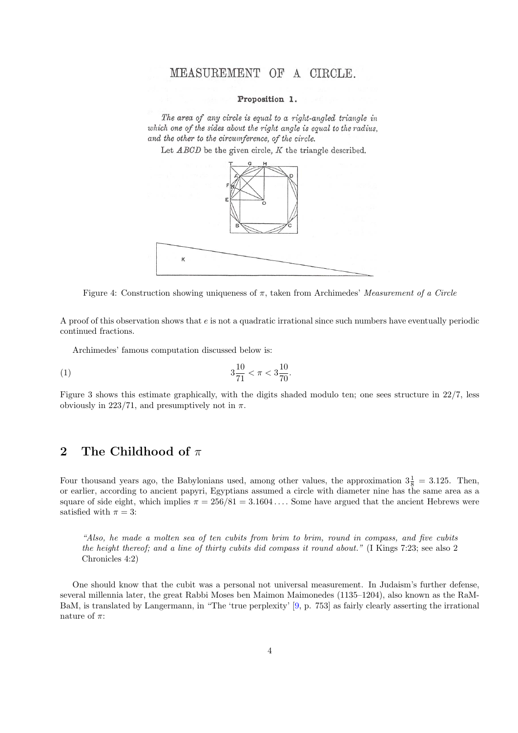MEASUREMENT OF A CIRCLE.

**Proposition 1.**

*The area of any circle is equal to a right-angled triangle in which one of the sides about the right angle is equal to the radius, and the other to the circumference, of the circle.*

Let $ABCD$ be the given circle, $K$ the triangle described.

Figure 4: Construction showing uniqueness of $\pi$, taken from Archimedes' *Measurement of a Circle*

A proof of this observation shows that $e$ is not a quadratic irrational since such numbers have eventually periodic continued fractions.

Archimedes' famous computation discussed below is:

$$3\frac{10}{71} < \pi < 3\frac{10}{70}. \tag{1}$$

Figure 3 shows this estimate graphically, with the digits shaded modulo ten; one sees structure in 22/7, less obviously in 223/71, and presumptively not in $\pi$.

## 2 The Childhood of $\pi$

Four thousand years ago, the Babylonians used, among other values, the approximation $3\frac{1}{8} = 3.125$. Then, or earlier, according to ancient papyri, Egyptians assumed a circle with diameter nine has the same area as a square of side eight, which implies $\pi = 256/81 = 3.1604\ldots$. Some have argued that the ancient Hebrews were satisfied with $\pi = 3$:

> *"Also, he made a molten sea of ten cubits from brim to brim, round in compass, and five cubits the height thereof; and a line of thirty cubits did compass it round about."* (I Kings 7:23; see also 2 Chronicles 4:2)

One should know that the cubit was a personal not universal measurement. In Judaism's further defense, several millennia later, the great Rabbi Moses ben Maimon Maimonedes (1135–1204), also known as the RaM-BaM, is translated by Langermann, in "The 'true perplexity' [9, p. 753] as fairly clearly asserting the irrational nature of $\pi$: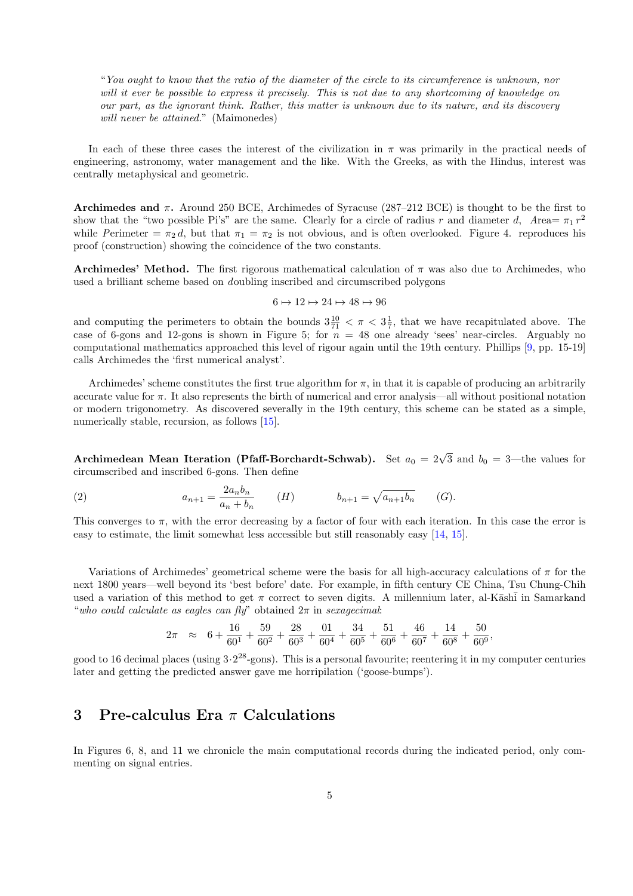"*You ought to know that the ratio of the diameter of the circle to its circumference is unknown, nor will it ever be possible to express it precisely. This is not due to any shortcoming of knowledge on our part, as the ignorant think. Rather, this matter is unknown due to its nature, and its discovery will never be attained.*" (Maimonedes)

In each of these three cases the interest of the civilization in $\pi$ was primarily in the practical needs of engineering, astronomy, water management and the like. With the Greeks, as with the Hindus, interest was centrally metaphysical and geometric.

**Archimedes and $\pi$.** Around 250 BCE, Archimedes of Syracuse (287–212 BCE) is thought to be the first to show that the "two possible Pi's" are the same. Clearly for a circle of radius $r$ and diameter $d$, Area$= \pi_1 r^2$ while Perimeter $= \pi_2 d$, but that $\pi_1 = \pi_2$ is not obvious, and is often overlooked. Figure 4. reproduces his proof (construction) showing the coincidence of the two constants.

**Archimedes' Method.** The first rigorous mathematical calculation of $\pi$ was also due to Archimedes, who used a brilliant scheme based on *d*oubling inscribed and circumscribed polygons

$$6 \mapsto 12 \mapsto 24 \mapsto 48 \mapsto 96$$

and computing the perimeters to obtain the bounds $3\frac{10}{71} < \pi < 3\frac{1}{7}$, that we have recapitulated above. The case of 6-gons and 12-gons is shown in Figure 5; for $n = 48$ one already 'sees' near-circles. Arguably no computational mathematics approached this level of rigour again until the 19th century. Phillips [9, pp. 15-19] calls Archimedes the 'first numerical analyst'.

Archimedes' scheme constitutes the first true algorithm for $\pi$, in that it is capable of producing an arbitrarily accurate value for $\pi$. It also represents the birth of numerical and error analysis—all without positional notation or modern trigonometry. As discovered severally in the 19th century, this scheme can be stated as a simple, numerically stable, recursion, as follows [15].

**Archimedean Mean Iteration (Pfaff-Borchardt-Schwab).** Set $a_0 = 2\sqrt{3}$ and $b_0 = 3$—the values for circumscribed and inscribed 6-gons. Then define

$$a_{n+1} = \frac{2a_n b_n}{a_n + b_n} \qquad (H) \qquad\qquad b_{n+1} = \sqrt{a_{n+1} b_n} \qquad (G). \tag{2}$$

This converges to $\pi$, with the error decreasing by a factor of four with each iteration. In this case the error is easy to estimate, the limit somewhat less accessible but still reasonably easy [14, 15].

Variations of Archimedes' geometrical scheme were the basis for all high-accuracy calculations of $\pi$ for the next 1800 years—well beyond its 'best before' date. For example, in fifth century CE China, Tsu Chung-Chih used a variation of this method to get $\pi$ correct to seven digits. A millennium later, al-Kāshī in Samarkand "*who could calculate as eagles can fly*" obtained $2\pi$ in *sexagecimal*:

$$2\pi \quad \approx \quad 6 + \frac{16}{60^1} + \frac{59}{60^2} + \frac{28}{60^3} + \frac{01}{60^4} + \frac{34}{60^5} + \frac{51}{60^6} + \frac{46}{60^7} + \frac{14}{60^8} + \frac{50}{60^9},$$

good to 16 decimal places (using $3{\cdot}2^{28}$-gons). This is a personal favourite; reentering it in my computer centuries later and getting the predicted answer gave me horripilation ('goose-bumps').

## 3 Pre-calculus Era $\pi$ Calculations

In Figures 6, 8, and 11 we chronicle the main computational records during the indicated period, only commenting on signal entries.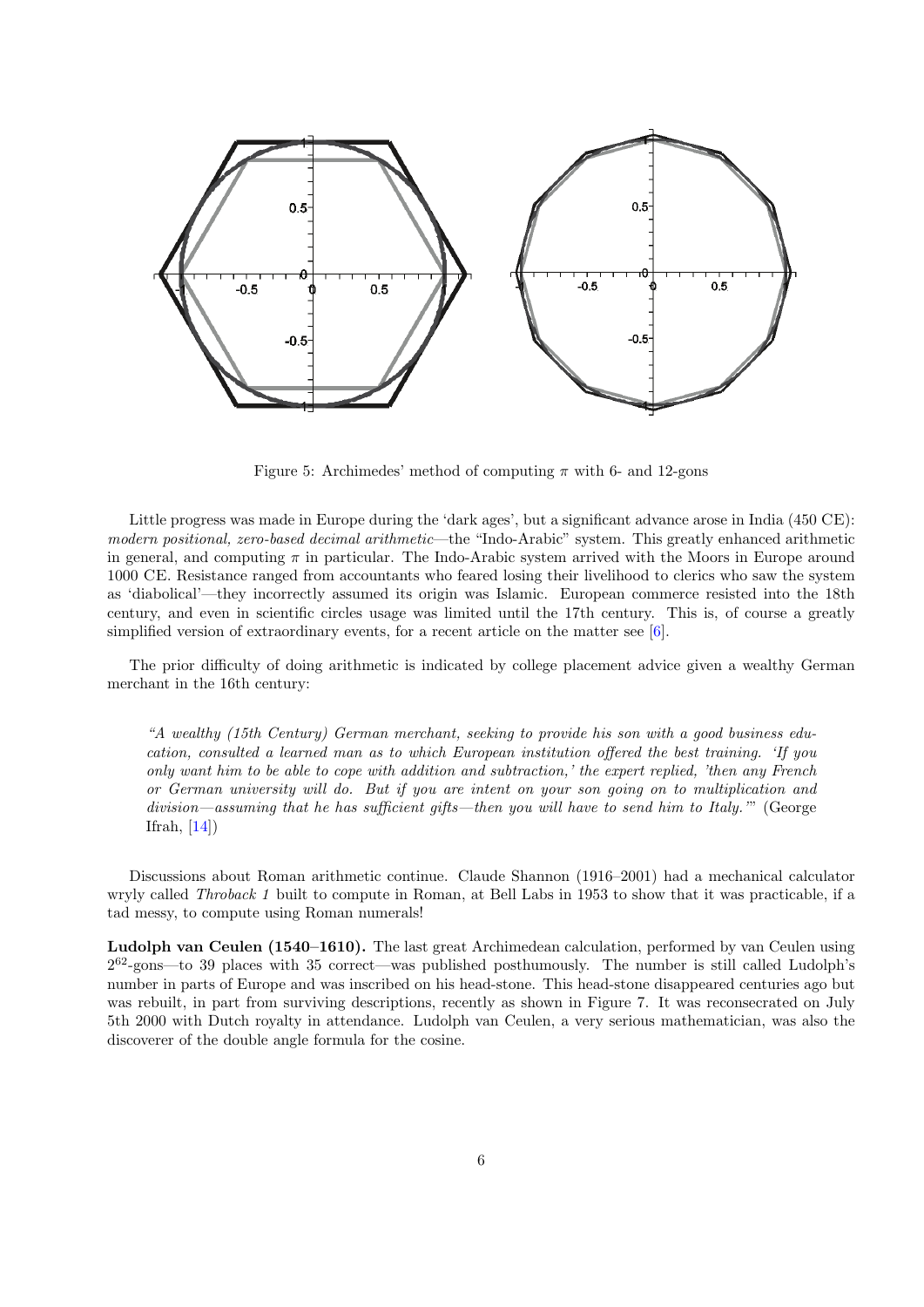Figure 5: Archimedes' method of computing $\pi$ with 6- and 12-gons

Little progress was made in Europe during the 'dark ages', but a significant advance arose in India (450 CE): *modern positional, zero-based decimal arithmetic*—the "Indo-Arabic" system. This greatly enhanced arithmetic in general, and computing $\pi$ in particular. The Indo-Arabic system arrived with the Moors in Europe around 1000 CE. Resistance ranged from accountants who feared losing their livelihood to clerics who saw the system as 'diabolical'—they incorrectly assumed its origin was Islamic. European commerce resisted into the 18th century, and even in scientific circles usage was limited until the 17th century. This is, of course a greatly simplified version of extraordinary events, for a recent article on the matter see [6].

The prior difficulty of doing arithmetic is indicated by college placement advice given a wealthy German merchant in the 16th century:

> *"A wealthy (15th Century) German merchant, seeking to provide his son with a good business education, consulted a learned man as to which European institution offered the best training. 'If you only want him to be able to cope with addition and subtraction,' the expert replied, 'then any French or German university will do. But if you are intent on your son going on to multiplication and division—assuming that he has sufficient gifts—then you will have to send him to Italy.'"* (George Ifrah, [14])

Discussions about Roman arithmetic continue. Claude Shannon (1916–2001) had a mechanical calculator wryly called *Throback 1* built to compute in Roman, at Bell Labs in 1953 to show that it was practicable, if a tad messy, to compute using Roman numerals!

**Ludolph van Ceulen (1540–1610).** The last great Archimedean calculation, performed by van Ceulen using $2^{62}$-gons—to 39 places with 35 correct—was published posthumously. The number is still called Ludolph's number in parts of Europe and was inscribed on his head-stone. This head-stone disappeared centuries ago but was rebuilt, in part from surviving descriptions, recently as shown in Figure 7. It was reconsecrated on July 5th 2000 with Dutch royalty in attendance. Ludolph van Ceulen, a very serious mathematician, was also the discoverer of the double angle formula for the cosine.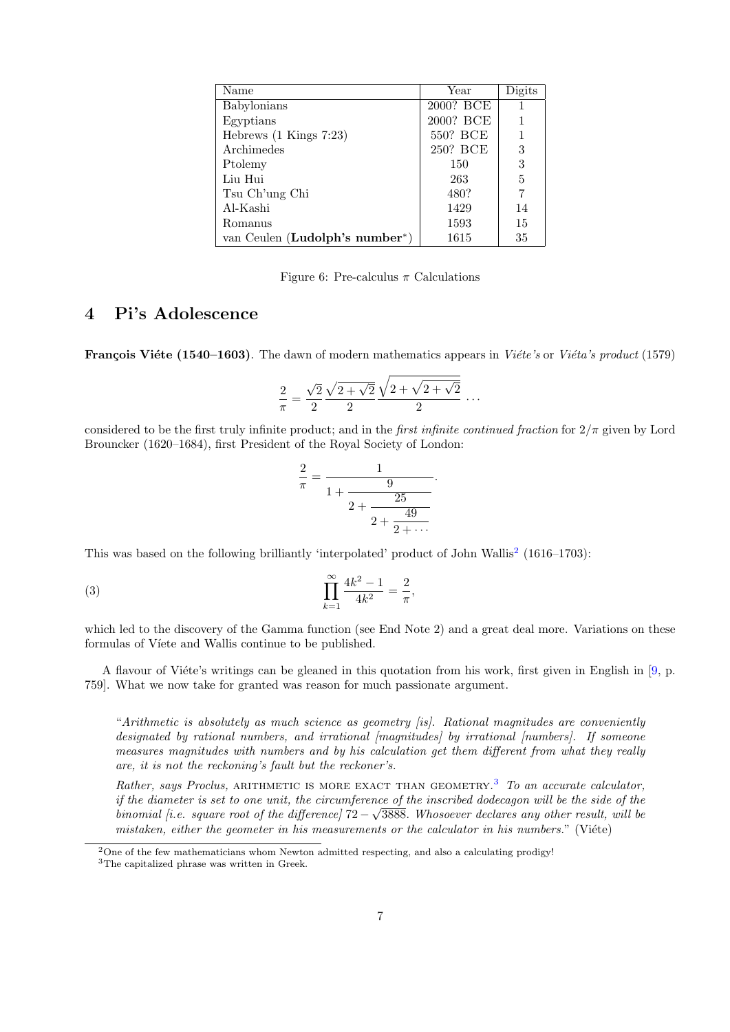| Name | Year | Digits |
|---|---|---|
| Babylonians | 2000? BCE | 1 |
| Egyptians | 2000? BCE | 1 |
| Hebrews (1 Kings 7:23) | 550? BCE | 1 |
| Archimedes | 250? BCE | 3 |
| Ptolemy | 150 | 3 |
| Liu Hui | 263 | 5 |
| Tsu Ch'ung Chi | 480? | 7 |
| Al-Kashi | 1429 | 14 |
| Romanus | 1593 | 15 |
| van Ceulen (**Ludolph's number***) | 1615 | 35 |

Figure 6: Pre-calculus $\pi$ Calculations

## 4 Pi's Adolescence

**François Viéte (1540–1603)**. The dawn of modern mathematics appears in *Viéte's* or *Viéta's product* (1579)

$$\frac{2}{\pi} = \frac{\sqrt{2}}{2} \frac{\sqrt{2+\sqrt{2}}}{2} \frac{\sqrt{2+\sqrt{2+\sqrt{2}}}}{2} \cdots$$

considered to be the first truly infinite product; and in the *first infinite continued fraction* for $2/\pi$ given by Lord Brouncker (1620–1684), first President of the Royal Society of London:

$$\frac{2}{\pi} = \cfrac{1}{1 + \cfrac{9}{2 + \cfrac{25}{2 + \cfrac{49}{2 + \cdots}}}}.$$

This was based on the following brilliantly 'interpolated' product of John Wallis[2] (1616–1703):

$$\prod_{k=1}^{\infty} \frac{4k^2-1}{4k^2} = \frac{2}{\pi}, \tag{3}$$

which led to the discovery of the Gamma function (see End Note 2) and a great deal more. Variations on these formulas of Viéte and Wallis continue to be published.

A flavour of Viéte's writings can be gleaned in this quotation from his work, first given in English in [9, p. 759]. What we now take for granted was reason for much passionate argument.

> "*Arithmetic is absolutely as much science as geometry [is]. Rational magnitudes are conveniently designated by rational numbers, and irrational [magnitudes] by irrational [numbers]. If someone measures magnitudes with numbers and by his calculation get them different from what they really are, it is not the reckoning's fault but the reckoner's.*
>
> *Rather, says Proclus,* ARITHMETIC IS MORE EXACT THAN GEOMETRY.[3] *To an accurate calculator, if the diameter is set to one unit, the circumference of the inscribed dodecagon will be the side of the binomial [i.e. square root of the difference]* $72 - \sqrt{3888}$. *Whosoever declares any other result, will be mistaken, either the geometer in his measurements or the calculator in his numbers.*" (Viéte)

[2] One of the few mathematicians whom Newton admitted respecting, and also a calculating prodigy!

[3] The capitalized phrase was written in Greek.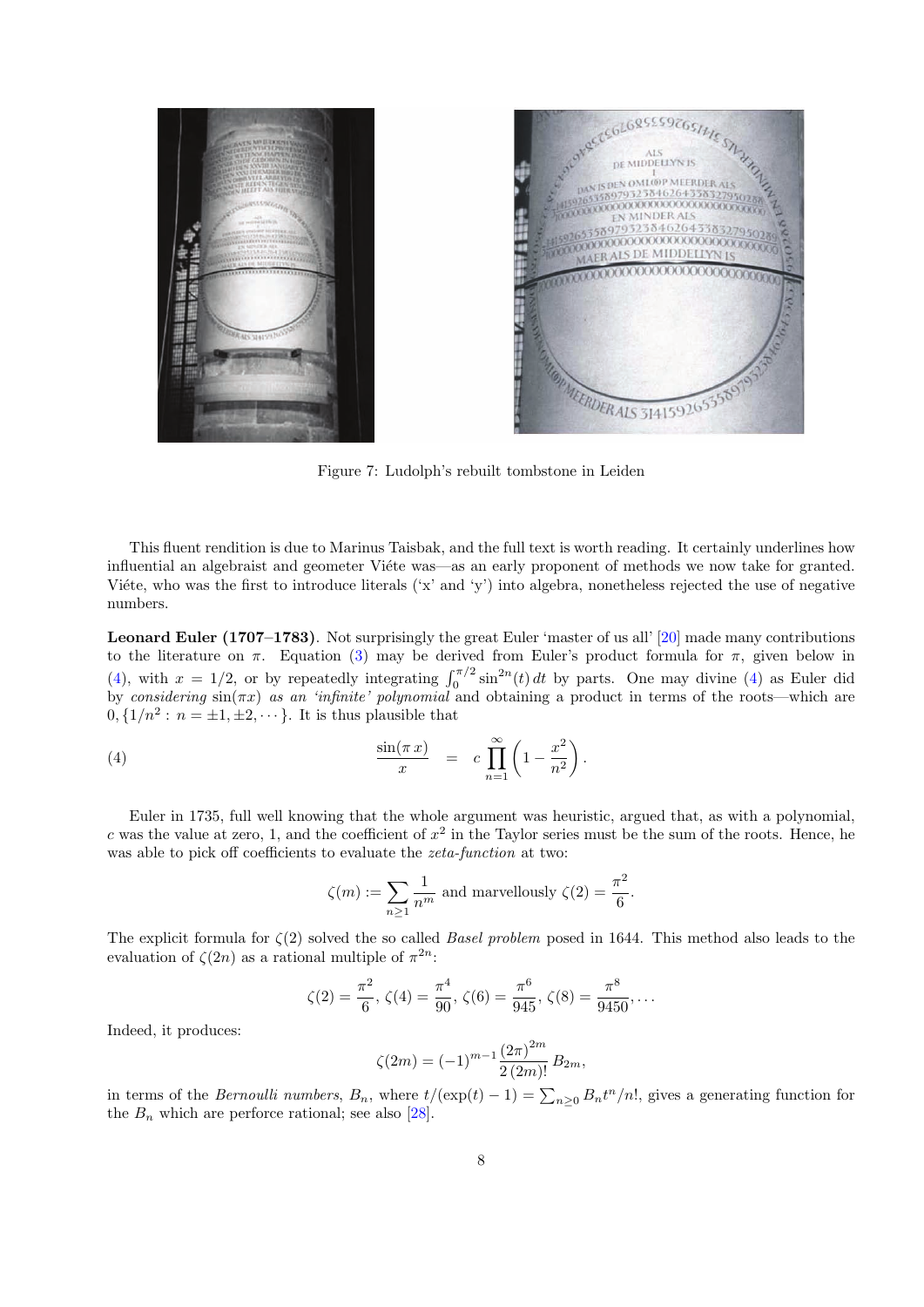Figure 7: Ludolph's rebuilt tombstone in Leiden

This fluent rendition is due to Marinus Taisbak, and the full text is worth reading. It certainly underlines how influential an algebraist and geometer Viéte was—as an early proponent of methods we now take for granted. Viéte, who was the first to introduce literals ('x' and 'y') into algebra, nonetheless rejected the use of negative numbers.

**Leonard Euler (1707–1783)**. Not surprisingly the great Euler 'master of us all' [20] made many contributions to the literature on $\pi$. Equation (3) may be derived from Euler's product formula for $\pi$, given below in (4), with $x = 1/2$, or by repeatedly integrating $\int_0^{\pi/2} \sin^{2n}(t)\,dt$ by parts. One may divine (4) as Euler did by *considering* $\sin(\pi x)$ *as an 'infinite' polynomial* and obtaining a product in terms of the roots—which are $0, \{1/n^2 : n = \pm 1, \pm 2, \cdots\}$. It is thus plausible that

$$\frac{\sin(\pi\, x)}{x} \quad = \quad c \prod_{n=1}^{\infty} \left(1 - \frac{x^2}{n^2}\right). \tag{4}$$

Euler in 1735, full well knowing that the whole argument was heuristic, argued that, as with a polynomial, $c$ was the value at zero, 1, and the coefficient of $x^2$ in the Taylor series must be the sum of the roots. Hence, he was able to pick off coefficients to evaluate the *zeta-function* at two:

$$\zeta(m) := \sum_{n \geq 1} \frac{1}{n^m} \text{ and marvellously } \zeta(2) = \frac{\pi^2}{6}.$$

The explicit formula for $\zeta(2)$ solved the so called *Basel problem* posed in 1644. This method also leads to the evaluation of $\zeta(2n)$ as a rational multiple of $\pi^{2n}$:

$$\zeta(2) = \frac{\pi^2}{6},\, \zeta(4) = \frac{\pi^4}{90},\, \zeta(6) = \frac{\pi^6}{945},\, \zeta(8) = \frac{\pi^8}{9450}, \ldots$$

Indeed, it produces:

$$\zeta(2m) = (-1)^{m-1} \frac{(2\pi)^{2m}}{2\,(2m)!}\, B_{2m},$$

in terms of the *Bernoulli numbers*, $B_n$, where $t/(\exp(t) - 1) = \sum_{n \geq 0} B_n t^n/n!$, gives a generating function for the $B_n$ which are perforce rational; see also [28].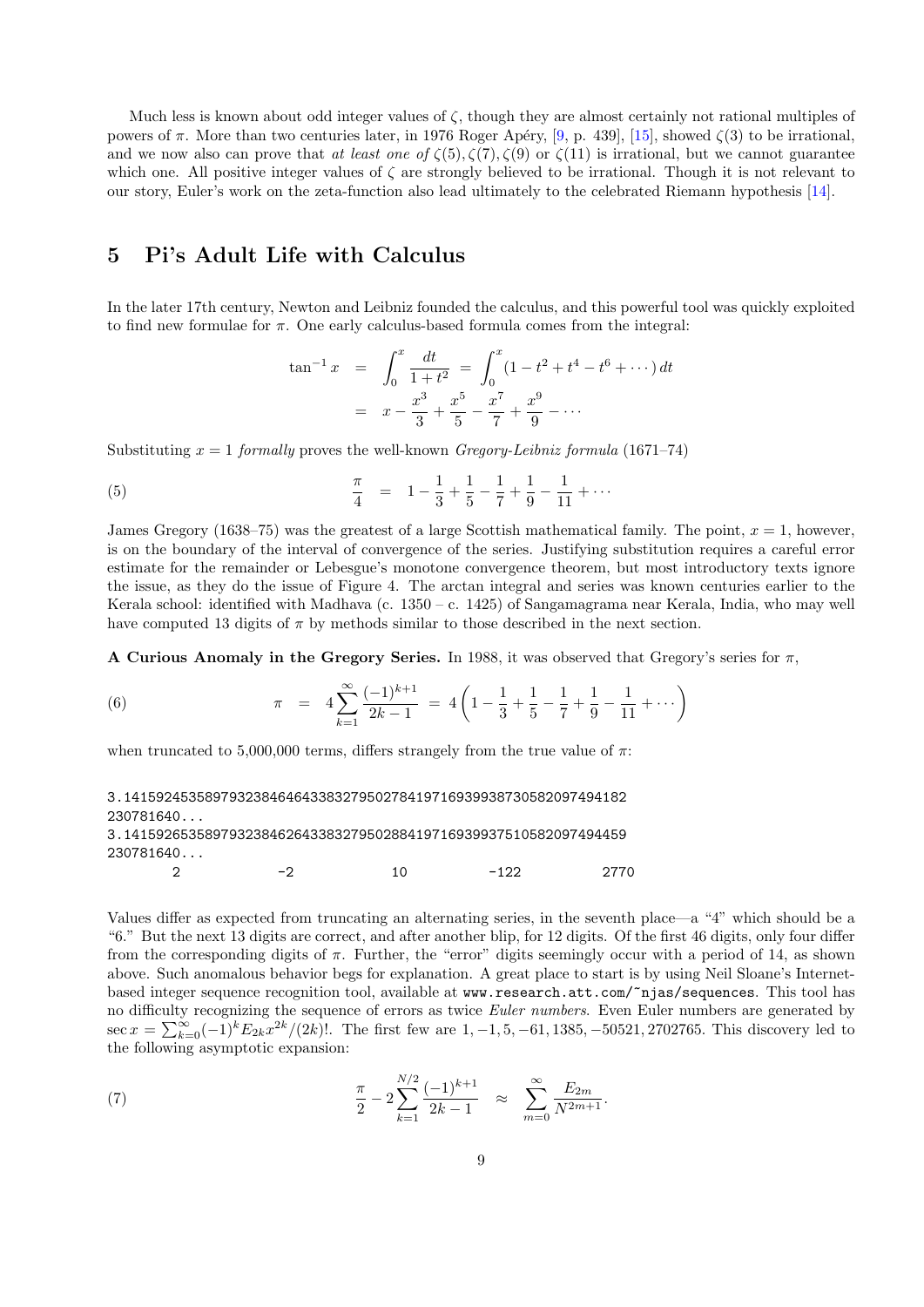Much less is known about odd integer values of $\zeta$, though they are almost certainly not rational multiples of powers of $\pi$. More than two centuries later, in 1976 Roger Apéry, [9, p. 439], [15], showed $\zeta(3)$ to be irrational, and we now also can prove that *at least one of* $\zeta(5), \zeta(7), \zeta(9)$ or $\zeta(11)$ is irrational, but we cannot guarantee which one. All positive integer values of $\zeta$ are strongly believed to be irrational. Though it is not relevant to our story, Euler's work on the zeta-function also lead ultimately to the celebrated Riemann hypothesis [14].

## 5 Pi's Adult Life with Calculus

In the later 17th century, Newton and Leibniz founded the calculus, and this powerful tool was quickly exploited to find new formulae for $\pi$. One early calculus-based formula comes from the integral:

$$\tan^{-1} x = \int_0^x \frac{dt}{1+t^2} = \int_0^x (1 - t^2 + t^4 - t^6 + \cdots)\, dt = x - \frac{x^3}{3} + \frac{x^5}{5} - \frac{x^7}{7} + \frac{x^9}{9} - \cdots$$

Substituting $x = 1$ *formally* proves the well-known *Gregory-Leibniz formula* (1671–74)

$$\frac{\pi}{4} = 1 - \frac{1}{3} + \frac{1}{5} - \frac{1}{7} + \frac{1}{9} - \frac{1}{11} + \cdots \tag{5}$$

James Gregory (1638–75) was the greatest of a large Scottish mathematical family. The point, $x = 1$, however, is on the boundary of the interval of convergence of the series. Justifying substitution requires a careful error estimate for the remainder or Lebesgue's monotone convergence theorem, but most introductory texts ignore the issue, as they do the issue of Figure 4. The arctan integral and series was known centuries earlier to the Kerala school: identified with Madhava (c. 1350 – c. 1425) of Sangamagrama near Kerala, India, who may well have computed 13 digits of $\pi$ by methods similar to those described in the next section.

**A Curious Anomaly in the Gregory Series.** In 1988, it was observed that Gregory's series for $\pi$,

$$\pi = 4\sum_{k=1}^{\infty} \frac{(-1)^{k+1}}{2k-1} = 4\left(1 - \frac{1}{3} + \frac{1}{5} - \frac{1}{7} + \frac{1}{9} - \frac{1}{11} + \cdots\right) \tag{6}$$

when truncated to 5,000,000 terms, differs strangely from the true value of $\pi$:

```
3.14159245358979323846464338327950278419716939938730582097494182
230781640...
3.14159265358979323846264338327950288419716939937510582097494459
230781640...
      2            -2            10            -122            2770
```

Values differ as expected from truncating an alternating series, in the seventh place—a "4" which should be a "6." But the next 13 digits are correct, and after another blip, for 12 digits. Of the first 46 digits, only four differ from the corresponding digits of $\pi$. Further, the "error" digits seemingly occur with a period of 14, as shown above. Such anomalous behavior begs for explanation. A great place to start is by using Neil Sloane's Internet-based integer sequence recognition tool, available at www.research.att.com/~njas/sequences. This tool has no difficulty recognizing the sequence of errors as twice *Euler numbers*. Even Euler numbers are generated by $\sec x = \sum_{k=0}^{\infty} (-1)^k E_{2k} x^{2k}/(2k)!$. The first few are $1, -1, 5, -61, 1385, -50521, 2702765$. This discovery led to the following asymptotic expansion:

$$\frac{\pi}{2} - 2\sum_{k=1}^{N/2} \frac{(-1)^{k+1}}{2k-1} \approx \sum_{m=0}^{\infty} \frac{E_{2m}}{N^{2m+1}}. \tag{7}$$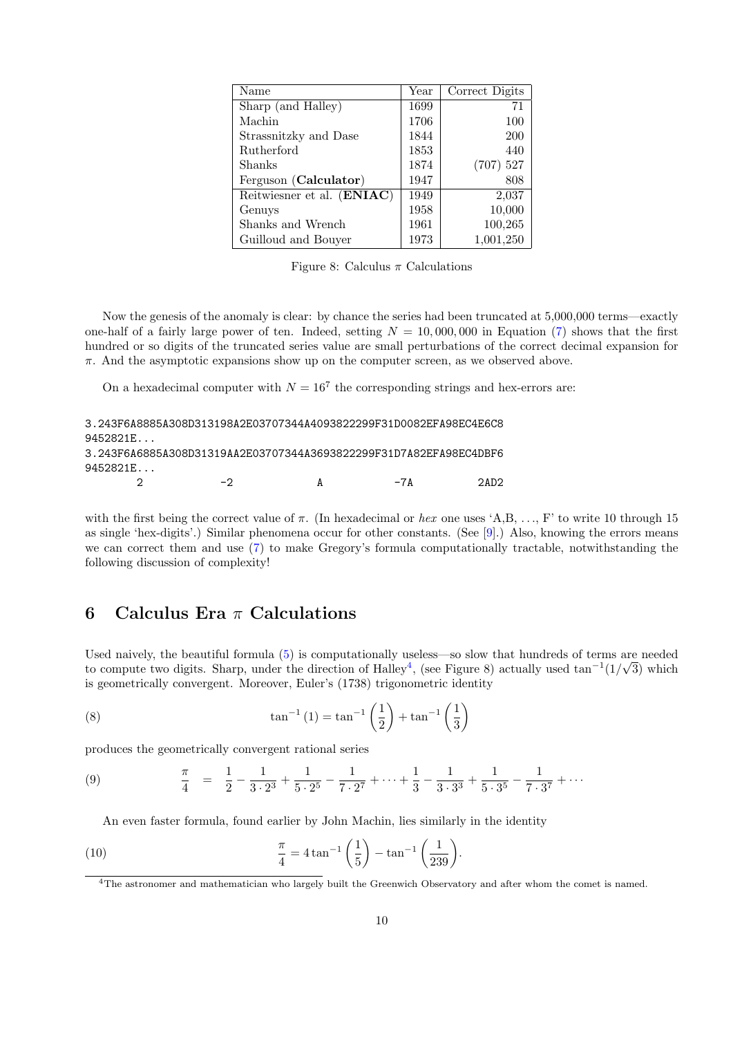| Name | Year | Correct Digits |
|---|---|---|
| Sharp (and Halley) | 1699 | 71 |
| Machin | 1706 | 100 |
| Strassnitzky and Dase | 1844 | 200 |
| Rutherford | 1853 | 440 |
| Shanks | 1874 | (707) 527 |
| Ferguson (**Calculator**) | 1947 | 808 |
| Reitwiesner et al. (**ENIAC**) | 1949 | 2,037 |
| Genuys | 1958 | 10,000 |
| Shanks and Wrench | 1961 | 100,265 |
| Guilloud and Bouyer | 1973 | 1,001,250 |

Figure 8: Calculus $\pi$ Calculations

Now the genesis of the anomaly is clear: by chance the series had been truncated at 5,000,000 terms—exactly one-half of a fairly large power of ten. Indeed, setting $N = 10,000,000$ in Equation (7) shows that the first hundred or so digits of the truncated series value are small perturbations of the correct decimal expansion for $\pi$. And the asymptotic expansions show up on the computer screen, as we observed above.

On a hexadecimal computer with $N = 16^7$ the corresponding strings and hex-errors are:

```
3.243F6A8885A308D313198A2E03707344A4093822299F31D0082EFA98EC4E6C8
9452821E...
3.243F6A6885A308D31319AA2E03707344A3693822299F31D7A82EFA98EC4DBF6
9452821E...
       2            -2              A             -7A           2AD2
```

with the first being the correct value of $\pi$. (In hexadecimal or *hex* one uses 'A,B, ..., F' to write 10 through 15 as single 'hex-digits'.) Similar phenomena occur for other constants. (See [9].) Also, knowing the errors means we can correct them and use (7) to make Gregory's formula computationally tractable, notwithstanding the following discussion of complexity!

## 6 Calculus Era $\pi$ Calculations

Used naively, the beautiful formula (5) is computationally useless—so slow that hundreds of terms are needed to compute two digits. Sharp, under the direction of Halley[4], (see Figure 8) actually used $\tan^{-1}(1/\sqrt{3})$ which is geometrically convergent. Moreover, Euler's (1738) trigonometric identity

$$\tan^{-1}(1) = \tan^{-1}\left(\frac{1}{2}\right) + \tan^{-1}\left(\frac{1}{3}\right) \tag{8}$$

produces the geometrically convergent rational series

$$\frac{\pi}{4} = \frac{1}{2} - \frac{1}{3 \cdot 2^3} + \frac{1}{5 \cdot 2^5} - \frac{1}{7 \cdot 2^7} + \cdots + \frac{1}{3} - \frac{1}{3 \cdot 3^3} + \frac{1}{5 \cdot 3^5} - \frac{1}{7 \cdot 3^7} + \cdots \tag{9}$$

An even faster formula, found earlier by John Machin, lies similarly in the identity

$$\frac{\pi}{4} = 4\tan^{-1}\left(\frac{1}{5}\right) - \tan^{-1}\left(\frac{1}{239}\right). \tag{10}$$

[4] The astronomer and mathematician who largely built the Greenwich Observatory and after whom the comet is named.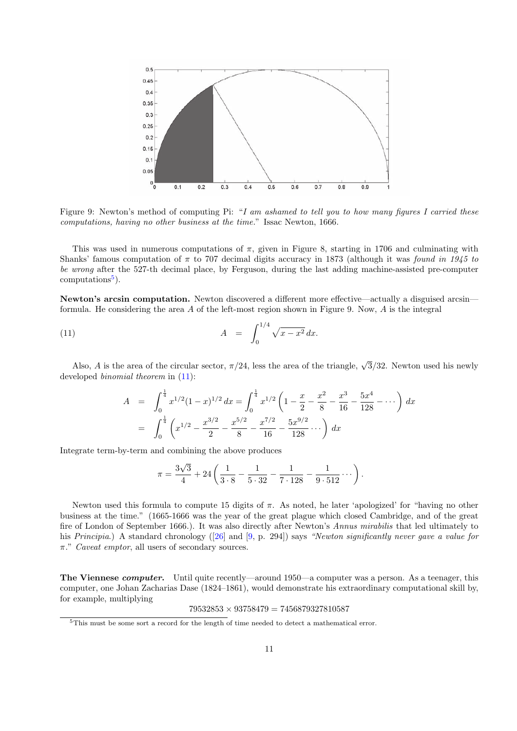Figure 9: Newton's method of computing Pi: "*I am ashamed to tell you to how many figures I carried these computations, having no other business at the time.*" Issac Newton, 1666.

This was used in numerous computations of $\pi$, given in Figure 8, starting in 1706 and culminating with Shanks' famous computation of $\pi$ to 707 decimal digits accuracy in 1873 (although it was *found in 1945 to be wrong* after the 527-th decimal place, by Ferguson, during the last adding machine-assisted pre-computer computations[5]).

**Newton's arcsin computation.** Newton discovered a different more effective—actually a disguised arcsin—formula. He considering the area $A$ of the left-most region shown in Figure 9. Now, $A$ is the integral

$$A = \int_0^{1/4} \sqrt{x - x^2}\, dx. \tag{11}$$

Also, $A$ is the area of the circular sector, $\pi/24$, less the area of the triangle, $\sqrt{3}/32$. Newton used his newly developed *binomial theorem* in (11):

$$\begin{aligned} A &= \int_0^{\frac{1}{4}} x^{1/2}(1-x)^{1/2}\, dx = \int_0^{\frac{1}{4}} x^{1/2}\left(1 - \frac{x}{2} - \frac{x^2}{8} - \frac{x^3}{16} - \frac{5x^4}{128} - \cdots\right) dx \\ &= \int_0^{\frac{1}{4}} \left(x^{1/2} - \frac{x^{3/2}}{2} - \frac{x^{5/2}}{8} - \frac{x^{7/2}}{16} - \frac{5x^{9/2}}{128} \cdots\right) dx \end{aligned}$$

Integrate term-by-term and combining the above produces

$$\pi = \frac{3\sqrt{3}}{4} + 24\left(\frac{1}{3 \cdot 8} - \frac{1}{5 \cdot 32} - \frac{1}{7 \cdot 128} - \frac{1}{9 \cdot 512} \cdots\right).$$

Newton used this formula to compute 15 digits of $\pi$. As noted, he later 'apologized' for "having no other business at the time." (1665-1666 was the year of the great plague which closed Cambridge, and of the great fire of London of September 1666.). It was also directly after Newton's *Annus mirabilis* that led ultimately to his *Principia*.) A standard chronology ([26] and [9, p. 294]) says *"Newton significantly never gave a value for $\pi$."* *Caveat emptor*, all users of secondary sources.

**The Viennese *computer*.** Until quite recently—around 1950—a computer was a person. As a teenager, this computer, one Johan Zacharias Dase (1824–1861), would demonstrate his extraordinary computational skill by, for example, multiplying

$$79532853 \times 93758479 = 7456879327810587$$

[5] This must be some sort a record for the length of time needed to detect a mathematical error.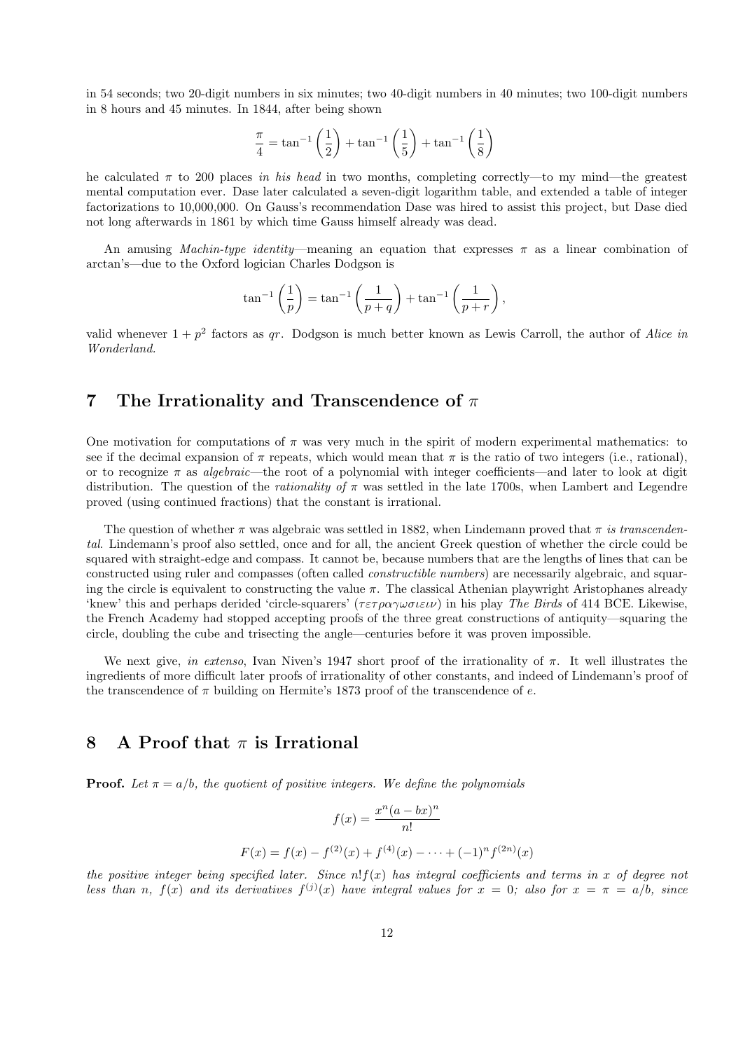in 54 seconds; two 20-digit numbers in six minutes; two 40-digit numbers in 40 minutes; two 100-digit numbers in 8 hours and 45 minutes. In 1844, after being shown

$$\frac{\pi}{4} = \tan^{-1}\left(\frac{1}{2}\right) + \tan^{-1}\left(\frac{1}{5}\right) + \tan^{-1}\left(\frac{1}{8}\right)$$

he calculated $\pi$ to 200 places *in his head* in two months, completing correctly—to my mind—the greatest mental computation ever. Dase later calculated a seven-digit logarithm table, and extended a table of integer factorizations to 10,000,000. On Gauss's recommendation Dase was hired to assist this project, but Dase died not long afterwards in 1861 by which time Gauss himself already was dead.

An amusing *Machin-type identity*—meaning an equation that expresses $\pi$ as a linear combination of arctan's—due to the Oxford logician Charles Dodgson is

$$\tan^{-1}\left(\frac{1}{p}\right) = \tan^{-1}\left(\frac{1}{p+q}\right) + \tan^{-1}\left(\frac{1}{p+r}\right),$$

valid whenever $1 + p^2$ factors as $qr$. Dodgson is much better known as Lewis Carroll, the author of *Alice in Wonderland*.

## 7 The Irrationality and Transcendence of $\pi$

One motivation for computations of $\pi$ was very much in the spirit of modern experimental mathematics: to see if the decimal expansion of $\pi$ repeats, which would mean that $\pi$ is the ratio of two integers (i.e., rational), or to recognize $\pi$ as *algebraic*—the root of a polynomial with integer coefficients—and later to look at digit distribution. The question of the *rationality of* $\pi$ was settled in the late 1700s, when Lambert and Legendre proved (using continued fractions) that the constant is irrational.

The question of whether $\pi$ was algebraic was settled in 1882, when Lindemann proved that $\pi$ *is transcendental*. Lindemann's proof also settled, once and for all, the ancient Greek question of whether the circle could be squared with straight-edge and compass. It cannot be, because numbers that are the lengths of lines that can be constructed using ruler and compasses (often called *constructible numbers*) are necessarily algebraic, and squaring the circle is equivalent to constructing the value $\pi$. The classical Athenian playwright Aristophanes already 'knew' this and perhaps derided 'circle-squarers' ($\tau\epsilon\tau\rho\alpha\gamma\omega\sigma\iota\epsilon\iota\nu$) in his play *The Birds* of 414 BCE. Likewise, the French Academy had stopped accepting proofs of the three great constructions of antiquity—squaring the circle, doubling the cube and trisecting the angle—centuries before it was proven impossible.

We next give, *in extenso*, Ivan Niven's 1947 short proof of the irrationality of $\pi$. It well illustrates the ingredients of more difficult later proofs of irrationality of other constants, and indeed of Lindemann's proof of the transcendence of $\pi$ building on Hermite's 1873 proof of the transcendence of $e$.

## 8 A Proof that $\pi$ is Irrational

**Proof.** *Let $\pi = a/b$, the quotient of positive integers. We define the polynomials*

$$f(x) = \frac{x^n(a - bx)^n}{n!}$$

$$F(x) = f(x) - f^{(2)}(x) + f^{(4)}(x) - \cdots + (-1)^n f^{(2n)}(x)$$

*the positive integer being specified later. Since $n!f(x)$ has integral coefficients and terms in $x$ of degree not less than $n$, $f(x)$ and its derivatives $f^{(j)}(x)$ have integral values for $x = 0$; also for $x = \pi = a/b$, since*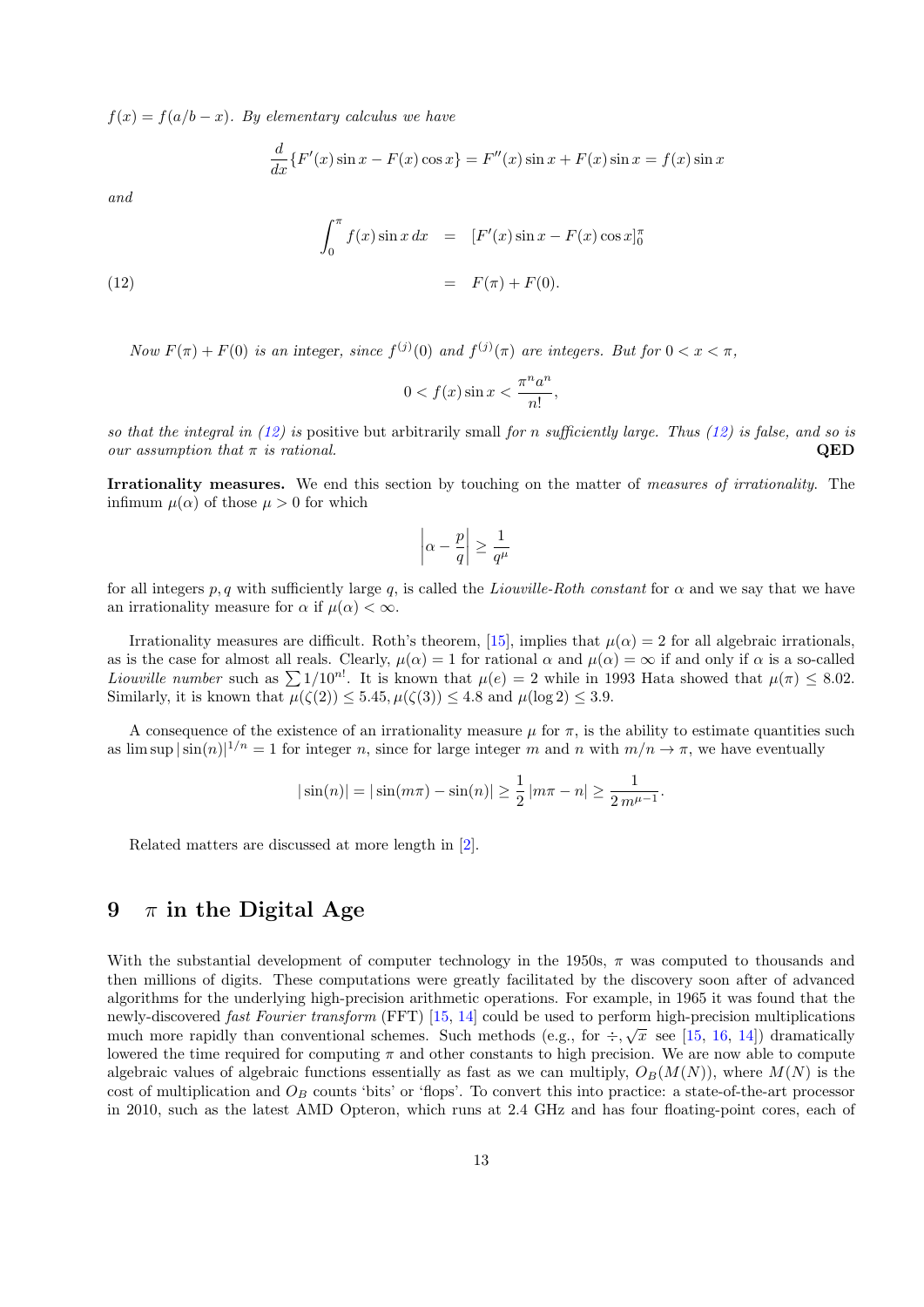*$f(x) = f(a/b - x)$. By elementary calculus we have*

$$\frac{d}{dx}\{F'(x)\sin x - F(x)\cos x\} = F''(x)\sin x + F(x)\sin x = f(x)\sin x$$

*and*

$$\begin{aligned}\int_0^\pi f(x)\sin x\,dx &= [F'(x)\sin x - F(x)\cos x]_0^\pi \\ &= F(\pi) + F(0). \qquad (12)\end{aligned}$$

*Now $F(\pi) + F(0)$ is an* integer, *since $f^{(j)}(0)$ and $f^{(j)}(\pi)$ are integers. But for $0 < x < \pi$,*

$$0 < f(x)\sin x < \frac{\pi^n a^n}{n!},$$

*so that the integral in (12) is* positive but arbitrarily small *for $n$ sufficiently large. Thus (12) is false, and so is our assumption that $\pi$ is rational.* **QED**

**Irrationality measures.** We end this section by touching on the matter of *measures of irrationality*. The infimum $\mu(\alpha)$ of those $\mu > 0$ for which

$$\left|\alpha - \frac{p}{q}\right| \geq \frac{1}{q^\mu}$$

for all integers $p, q$ with sufficiently large $q$, is called the *Liouville-Roth constant* for $\alpha$ and we say that we have an irrationality measure for $\alpha$ if $\mu(\alpha) < \infty$.

Irrationality measures are difficult. Roth's theorem, [15], implies that $\mu(\alpha) = 2$ for all algebraic irrationals, as is the case for almost all reals. Clearly, $\mu(\alpha) = 1$ for rational $\alpha$ and $\mu(\alpha) = \infty$ if and only if $\alpha$ is a so-called *Liouville number* such as $\sum 1/10^{n!}$. It is known that $\mu(e) = 2$ while in 1993 Hata showed that $\mu(\pi) \leq 8.02$. Similarly, it is known that $\mu(\zeta(2)) \leq 5.45, \mu(\zeta(3)) \leq 4.8$ and $\mu(\log 2) \leq 3.9$.

A consequence of the existence of an irrationality measure $\mu$ for $\pi$, is the ability to estimate quantities such as $\limsup |\sin(n)|^{1/n} = 1$ for integer $n$, since for large integer $m$ and $n$ with $m/n \to \pi$, we have eventually

$$|\sin(n)| = |\sin(m\pi) - \sin(n)| \geq \frac{1}{2}\,|m\pi - n| \geq \frac{1}{2\,m^{\mu-1}}.$$

Related matters are discussed at more length in [2].

# 9 $\pi$ in the Digital Age

With the substantial development of computer technology in the 1950s, $\pi$ was computed to thousands and then millions of digits. These computations were greatly facilitated by the discovery soon after of advanced algorithms for the underlying high-precision arithmetic operations. For example, in 1965 it was found that the newly-discovered *fast Fourier transform* (FFT) [15, 14] could be used to perform high-precision multiplications much more rapidly than conventional schemes. Such methods (e.g., for $\div, \sqrt{x}$ see [15, 16, 14]) dramatically lowered the time required for computing $\pi$ and other constants to high precision. We are now able to compute algebraic values of algebraic functions essentially as fast as we can multiply, $O_B(M(N))$, where $M(N)$ is the cost of multiplication and $O_B$ counts 'bits' or 'flops'. To convert this into practice: a state-of-the-art processor in 2010, such as the latest AMD Opteron, which runs at 2.4 GHz and has four floating-point cores, each of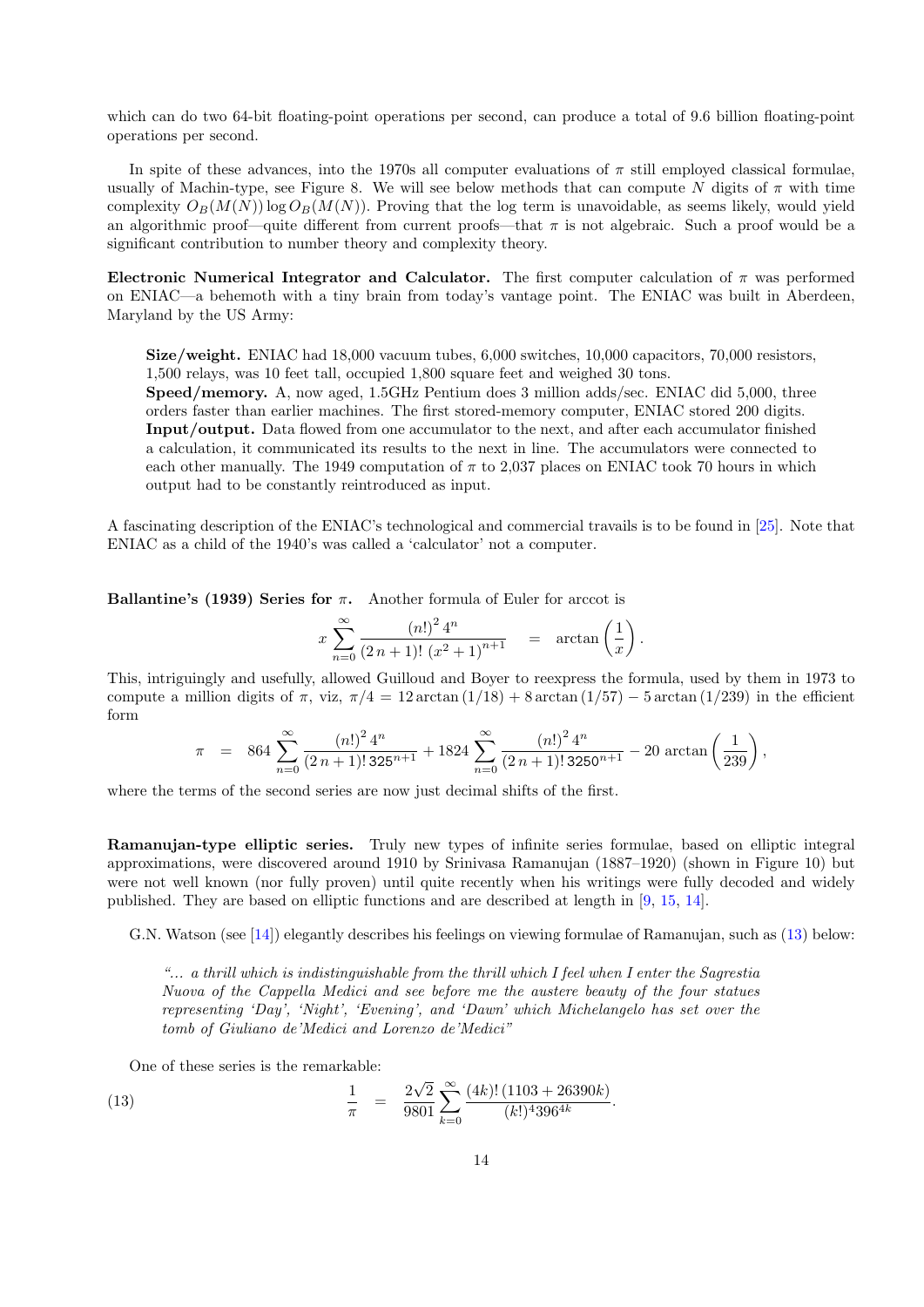which can do two 64-bit floating-point operations per second, can produce a total of 9.6 billion floating-point operations per second.

In spite of these advances, into the 1970s all computer evaluations of $\pi$ still employed classical formulae, usually of Machin-type, see Figure 8. We will see below methods that can compute $N$ digits of $\pi$ with time complexity $O_B(M(N)) \log O_B(M(N))$. Proving that the log term is unavoidable, as seems likely, would yield an algorithmic proof—quite different from current proofs—that $\pi$ is not algebraic. Such a proof would be a significant contribution to number theory and complexity theory.

**Electronic Numerical Integrator and Calculator.** The first computer calculation of $\pi$ was performed on ENIAC—a behemoth with a tiny brain from today's vantage point. The ENIAC was built in Aberdeen, Maryland by the US Army:

> **Size/weight.** ENIAC had 18,000 vacuum tubes, 6,000 switches, 10,000 capacitors, 70,000 resistors, 1,500 relays, was 10 feet tall, occupied 1,800 square feet and weighed 30 tons.
> **Speed/memory.** A, now aged, 1.5GHz Pentium does 3 million adds/sec. ENIAC did 5,000, three orders faster than earlier machines. The first stored-memory computer, ENIAC stored 200 digits.
> **Input/output.** Data flowed from one accumulator to the next, and after each accumulator finished a calculation, it communicated its results to the next in line. The accumulators were connected to each other manually. The 1949 computation of $\pi$ to 2,037 places on ENIAC took 70 hours in which output had to be constantly reintroduced as input.

A fascinating description of the ENIAC's technological and commercial travails is to be found in [25]. Note that ENIAC as a child of the 1940's was called a 'calculator' not a computer.

**Ballantine's (1939) Series for $\pi$.** Another formula of Euler for arccot is

$$x \sum_{n=0}^{\infty} \frac{(n!)^2\, 4^n}{(2\,n+1)!\,(x^2+1)^{n+1}} \quad = \quad \arctan\left(\frac{1}{x}\right).$$

This, intriguingly and usefully, allowed Guilloud and Boyer to reexpress the formula, used by them in 1973 to compute a million digits of $\pi$, viz, $\pi/4 = 12 \arctan(1/18) + 8 \arctan(1/57) - 5 \arctan(1/239)$ in the efficient form

$$\pi \quad = \quad 864 \sum_{n=0}^{\infty} \frac{(n!)^2\, 4^n}{(2\,n+1)!\, 325^{n+1}} + 1824 \sum_{n=0}^{\infty} \frac{(n!)^2\, 4^n}{(2\,n+1)!\, 3250^{n+1}} - 20 \arctan\left(\frac{1}{239}\right),$$

where the terms of the second series are now just decimal shifts of the first.

**Ramanujan-type elliptic series.** Truly new types of infinite series formulae, based on elliptic integral approximations, were discovered around 1910 by Srinivasa Ramanujan (1887–1920) (shown in Figure 10) but were not well known (nor fully proven) until quite recently when his writings were fully decoded and widely published. They are based on elliptic functions and are described at length in [9, 15, 14].

G.N. Watson (see [14]) elegantly describes his feelings on viewing formulae of Ramanujan, such as (13) below:

> *"... a thrill which is indistinguishable from the thrill which I feel when I enter the Sagrestia Nuova of the Cappella Medici and see before me the austere beauty of the four statues representing 'Day', 'Night', 'Evening', and 'Dawn' which Michelangelo has set over the tomb of Giuliano de'Medici and Lorenzo de'Medici"*

One of these series is the remarkable:

$$\frac{1}{\pi} \quad = \quad \frac{2\sqrt{2}}{9801} \sum_{k=0}^{\infty} \frac{(4k)!\,(1103 + 26390k)}{(k!)^4 396^{4k}}. \tag{13}$$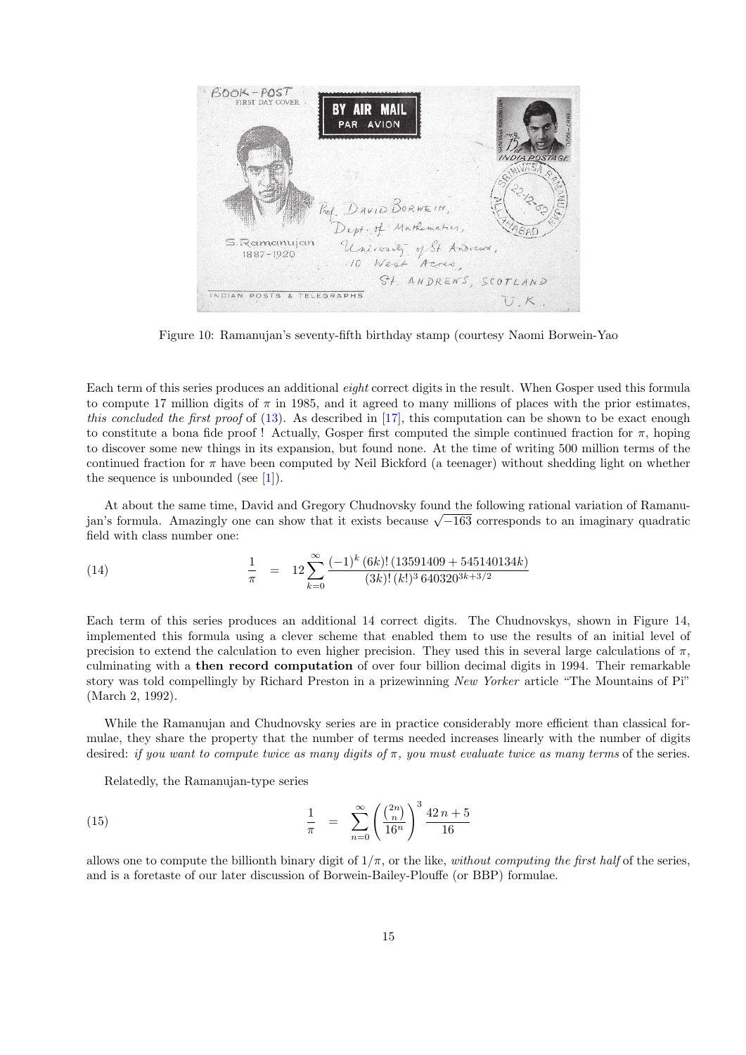Figure 10: Ramanujan's seventy-fifth birthday stamp (courtesy Naomi Borwein-Yao

Each term of this series produces an additional *eight* correct digits in the result. When Gosper used this formula to compute 17 million digits of $\pi$ in 1985, and it agreed to many millions of places with the prior estimates, *this concluded the first proof* of (13). As described in [17], this computation can be shown to be exact enough to constitute a bona fide proof ! Actually, Gosper first computed the simple continued fraction for $\pi$, hoping to discover some new things in its expansion, but found none. At the time of writing 500 million terms of the continued fraction for $\pi$ have been computed by Neil Bickford (a teenager) without shedding light on whether the sequence is unbounded (see [1]).

At about the same time, David and Gregory Chudnovsky found the following rational variation of Ramanujan's formula. Amazingly one can show that it exists because $\sqrt{-163}$ corresponds to an imaginary quadratic field with class number one:

$$\frac{1}{\pi} \quad = \quad 12 \sum_{k=0}^{\infty} \frac{(-1)^k\,(6k)!\,(13591409 + 545140134k)}{(3k)!\,(k!)^3\,640320^{3k+3/2}} \tag{14}$$

Each term of this series produces an additional 14 correct digits. The Chudnovskys, shown in Figure 14, implemented this formula using a clever scheme that enabled them to use the results of an initial level of precision to extend the calculation to even higher precision. They used this in several large calculations of $\pi$, culminating with a **then record computation** of over four billion decimal digits in 1994. Their remarkable story was told compellingly by Richard Preston in a prizewinning *New Yorker* article "The Mountains of Pi" (March 2, 1992).

While the Ramanujan and Chudnovsky series are in practice considerably more efficient than classical formulae, they share the property that the number of terms needed increases linearly with the number of digits desired: *if you want to compute twice as many digits of* $\pi$*, you must evaluate twice as many terms* of the series.

Relatedly, the Ramanujan-type series

$$\frac{1}{\pi} \quad = \quad \sum_{n=0}^{\infty} \left( \frac{\binom{2n}{n}}{16^n} \right)^3 \frac{42\,n + 5}{16} \tag{15}$$

allows one to compute the billionth binary digit of $1/\pi$, or the like, *without computing the first half* of the series, and is a foretaste of our later discussion of Borwein-Bailey-Plouffe (or BBP) formulae.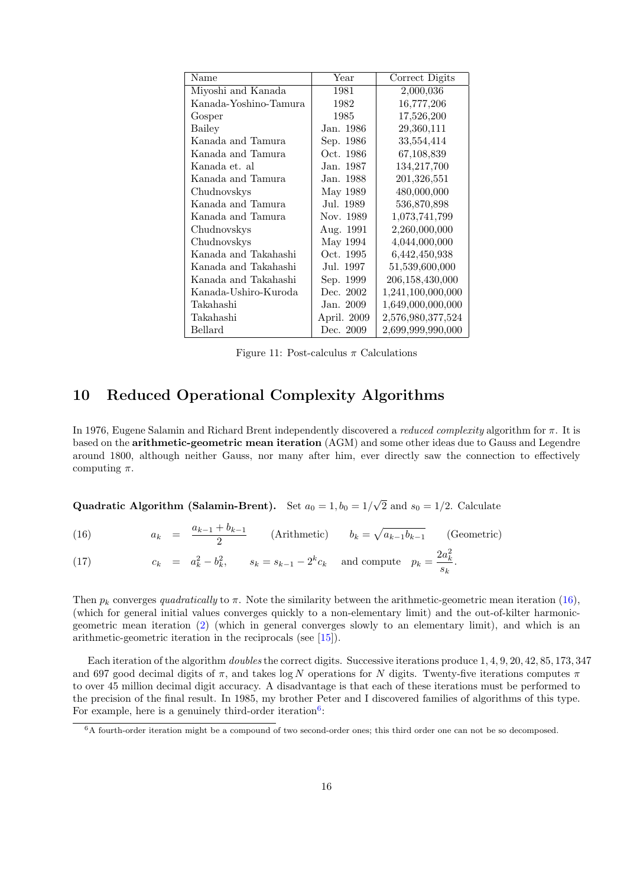| Name | Year | Correct Digits |
|---|---|---|
| Miyoshi and Kanada | 1981 | 2,000,036 |
| Kanada-Yoshino-Tamura | 1982 | 16,777,206 |
| Gosper | 1985 | 17,526,200 |
| Bailey | Jan. 1986 | 29,360,111 |
| Kanada and Tamura | Sep. 1986 | 33,554,414 |
| Kanada and Tamura | Oct. 1986 | 67,108,839 |
| Kanada et. al | Jan. 1987 | 134,217,700 |
| Kanada and Tamura | Jan. 1988 | 201,326,551 |
| Chudnovskys | May 1989 | 480,000,000 |
| Kanada and Tamura | Jul. 1989 | 536,870,898 |
| Kanada and Tamura | Nov. 1989 | 1,073,741,799 |
| Chudnovskys | Aug. 1991 | 2,260,000,000 |
| Chudnovskys | May 1994 | 4,044,000,000 |
| Kanada and Takahashi | Oct. 1995 | 6,442,450,938 |
| Kanada and Takahashi | Jul. 1997 | 51,539,600,000 |
| Kanada and Takahashi | Sep. 1999 | 206,158,430,000 |
| Kanada-Ushiro-Kuroda | Dec. 2002 | 1,241,100,000,000 |
| Takahashi | Jan. 2009 | 1,649,000,000,000 |
| Takahashi | April. 2009 | 2,576,980,377,524 |
| Bellard | Dec. 2009 | 2,699,999,990,000 |

Figure 11: Post-calculus $\pi$ Calculations

## 10 Reduced Operational Complexity Algorithms

In 1976, Eugene Salamin and Richard Brent independently discovered a *reduced complexity* algorithm for $\pi$. It is based on the **arithmetic-geometric mean iteration** (AGM) and some other ideas due to Gauss and Legendre around 1800, although neither Gauss, nor many after him, ever directly saw the connection to effectively computing $\pi$.

**Quadratic Algorithm (Salamin-Brent).** Set $a_0 = 1, b_0 = 1/\sqrt{2}$ and $s_0 = 1/2$. Calculate

$$a_k = \frac{a_{k-1} + b_{k-1}}{2} \quad \text{(Arithmetic)} \qquad b_k = \sqrt{a_{k-1} b_{k-1}} \quad \text{(Geometric)} \tag{16}$$

$$c_k = a_k^2 - b_k^2, \qquad s_k = s_{k-1} - 2^k c_k \quad \text{and compute} \quad p_k = \frac{2a_k^2}{s_k}. \tag{17}$$

Then $p_k$ converges *quadratically* to $\pi$. Note the similarity between the arithmetic-geometric mean iteration (16), (which for general initial values converges quickly to a non-elementary limit) and the out-of-kilter harmonic-geometric mean iteration (2) (which in general converges slowly to an elementary limit), and which is an arithmetic-geometric iteration in the reciprocals (see [15]).

Each iteration of the algorithm *doubles* the correct digits. Successive iterations produce 1, 4, 9, 20, 42, 85, 173, 347 and 697 good decimal digits of $\pi$, and takes $\log N$ operations for $N$ digits. Twenty-five iterations computes $\pi$ to over 45 million decimal digit accuracy. A disadvantage is that each of these iterations must be performed to the precision of the final result. In 1985, my brother Peter and I discovered families of algorithms of this type. For example, here is a genuinely third-order iteration[6]:

[6] A fourth-order iteration might be a compound of two second-order ones; this third order one can not be so decomposed.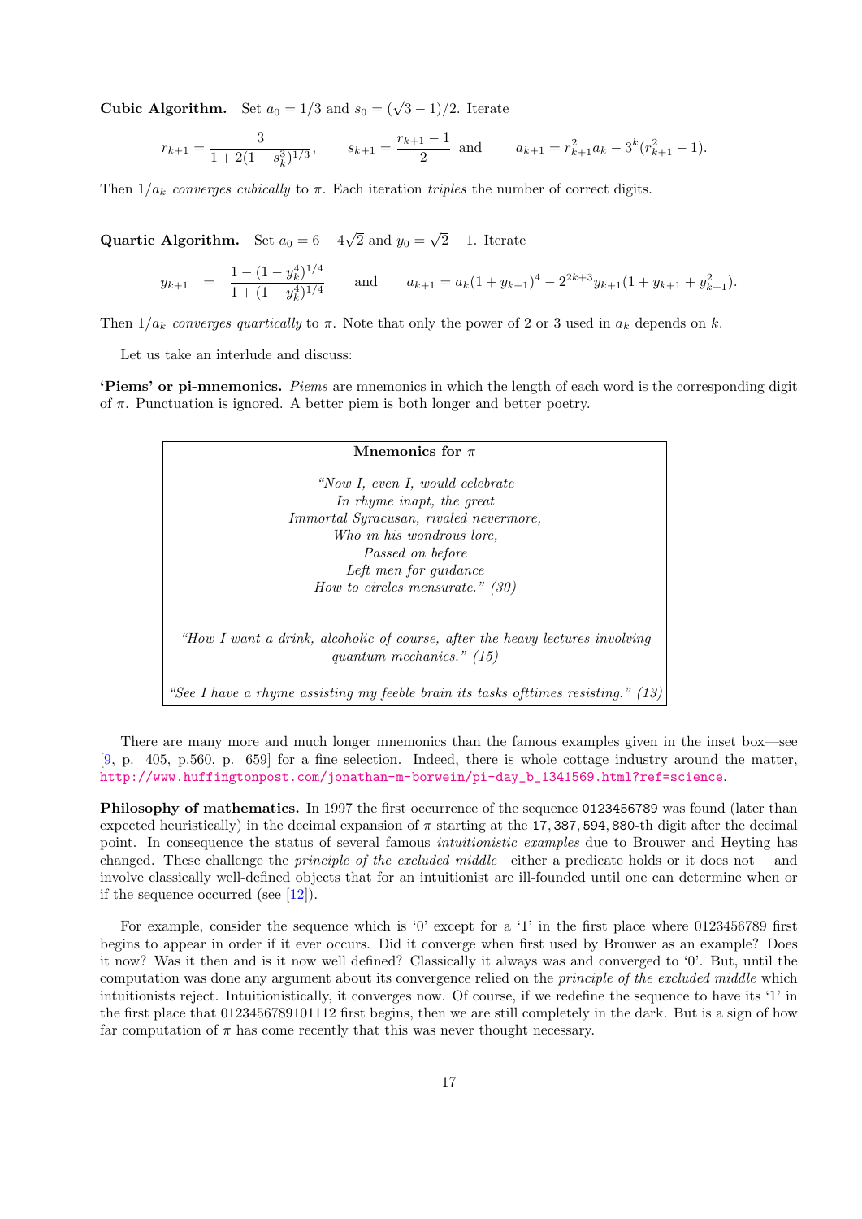**Cubic Algorithm.** Set $a_0 = 1/3$ and $s_0 = (\sqrt{3}-1)/2$. Iterate

$$r_{k+1} = \frac{3}{1+2(1-s_k^3)^{1/3}}, \qquad s_{k+1} = \frac{r_{k+1}-1}{2} \text{ and } \qquad a_{k+1} = r_{k+1}^2 a_k - 3^k(r_{k+1}^2 - 1).$$

Then $1/a_k$ *converges cubically* to $\pi$. Each iteration *triples* the number of correct digits.

**Quartic Algorithm.** Set $a_0 = 6 - 4\sqrt{2}$ and $y_0 = \sqrt{2} - 1$. Iterate

$$y_{k+1} = \frac{1-(1-y_k^4)^{1/4}}{1+(1-y_k^4)^{1/4}} \qquad \text{and} \qquad a_{k+1} = a_k(1+y_{k+1})^4 - 2^{2k+3} y_{k+1}(1+y_{k+1}+y_{k+1}^2).$$

Then $1/a_k$ *converges quartically* to $\pi$. Note that only the power of 2 or 3 used in $a_k$ depends on $k$.

Let us take an interlude and discuss:

**'Piems' or pi-mnemonics.** *Piems* are mnemonics in which the length of each word is the corresponding digit of $\pi$. Punctuation is ignored. A better piem is both longer and better poetry.

**Mnemonics for $\pi$**

*"Now I, even I, would celebrate*
*In rhyme inapt, the great*
*Immortal Syracusan, rivaled nevermore,*
*Who in his wondrous lore,*
*Passed on before*
*Left men for guidance*
*How to circles mensurate." (30)*

*"How I want a drink, alcoholic of course, after the heavy lectures involving quantum mechanics." (15)*

*"See I have a rhyme assisting my feeble brain its tasks ofttimes resisting." (13)*

There are many more and much longer mnemonics than the famous examples given in the inset box—see [9, p. 405, p.560, p. 659] for a fine selection. Indeed, there is whole cottage industry around the matter, http://www.huffingtonpost.com/jonathan-m-borwein/pi-day_b_1341569.html?ref=science.

**Philosophy of mathematics.** In 1997 the first occurrence of the sequence 0123456789 was found (later than expected heuristically) in the decimal expansion of $\pi$ starting at the 17,387,594,880-th digit after the decimal point. In consequence the status of several famous *intuitionistic examples* due to Brouwer and Heyting has changed. These challenge the *principle of the excluded middle*—either a predicate holds or it does not— and involve classically well-defined objects that for an intuitionist are ill-founded until one can determine when or if the sequence occurred (see [12]).

For example, consider the sequence which is '0' except for a '1' in the first place where 0123456789 first begins to appear in order if it ever occurs. Did it converge when first used by Brouwer as an example? Does it now? Was it then and is it now well defined? Classically it always was and converged to '0'. But, until the computation was done any argument about its convergence relied on the *principle of the excluded middle* which intuitionists reject. Intuitionistically, it converges now. Of course, if we redefine the sequence to have its '1' in the first place that 0123456789101112 first begins, then we are still completely in the dark. But is a sign of how far computation of $\pi$ has come recently that this was never thought necessary.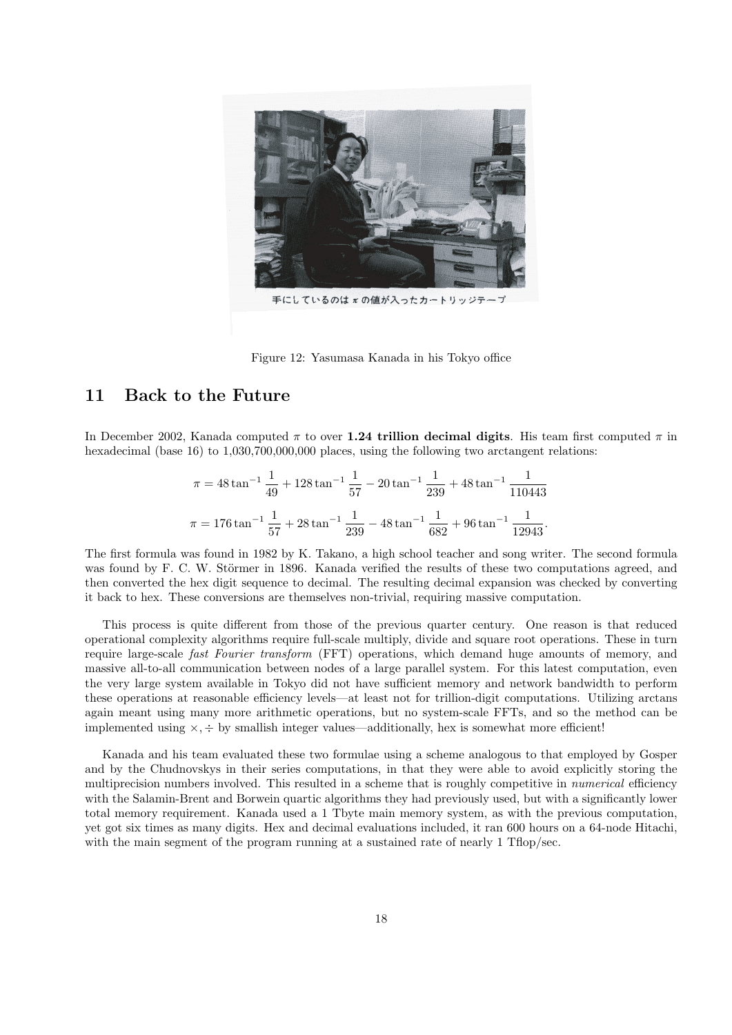手にしているのは π の値が入ったカートリッジテープ

Figure 12: Yasumasa Kanada in his Tokyo office

## 11 Back to the Future

In December 2002, Kanada computed $\pi$ to over **1.24 trillion decimal digits**. His team first computed $\pi$ in hexadecimal (base 16) to 1,030,700,000,000 places, using the following two arctangent relations:

$$\pi = 48 \tan^{-1} \frac{1}{49} + 128 \tan^{-1} \frac{1}{57} - 20 \tan^{-1} \frac{1}{239} + 48 \tan^{-1} \frac{1}{110443}$$

$$\pi = 176 \tan^{-1} \frac{1}{57} + 28 \tan^{-1} \frac{1}{239} - 48 \tan^{-1} \frac{1}{682} + 96 \tan^{-1} \frac{1}{12943}.$$

The first formula was found in 1982 by K. Takano, a high school teacher and song writer. The second formula was found by F. C. W. Störmer in 1896. Kanada verified the results of these two computations agreed, and then converted the hex digit sequence to decimal. The resulting decimal expansion was checked by converting it back to hex. These conversions are themselves non-trivial, requiring massive computation.

This process is quite different from those of the previous quarter century. One reason is that reduced operational complexity algorithms require full-scale multiply, divide and square root operations. These in turn require large-scale *fast Fourier transform* (FFT) operations, which demand huge amounts of memory, and massive all-to-all communication between nodes of a large parallel system. For this latest computation, even the very large system available in Tokyo did not have sufficient memory and network bandwidth to perform these operations at reasonable efficiency levels—at least not for trillion-digit computations. Utilizing arctans again meant using many more arithmetic operations, but no system-scale FFTs, and so the method can be implemented using $\times, \div$ by smallish integer values—additionally, hex is somewhat more efficient!

Kanada and his team evaluated these two formulae using a scheme analogous to that employed by Gosper and by the Chudnovskys in their series computations, in that they were able to avoid explicitly storing the multiprecision numbers involved. This resulted in a scheme that is roughly competitive in *numerical* efficiency with the Salamin-Brent and Borwein quartic algorithms they had previously used, but with a significantly lower total memory requirement. Kanada used a 1 Tbyte main memory system, as with the previous computation, yet got six times as many digits. Hex and decimal evaluations included, it ran 600 hours on a 64-node Hitachi, with the main segment of the program running at a sustained rate of nearly 1 Tflop/sec.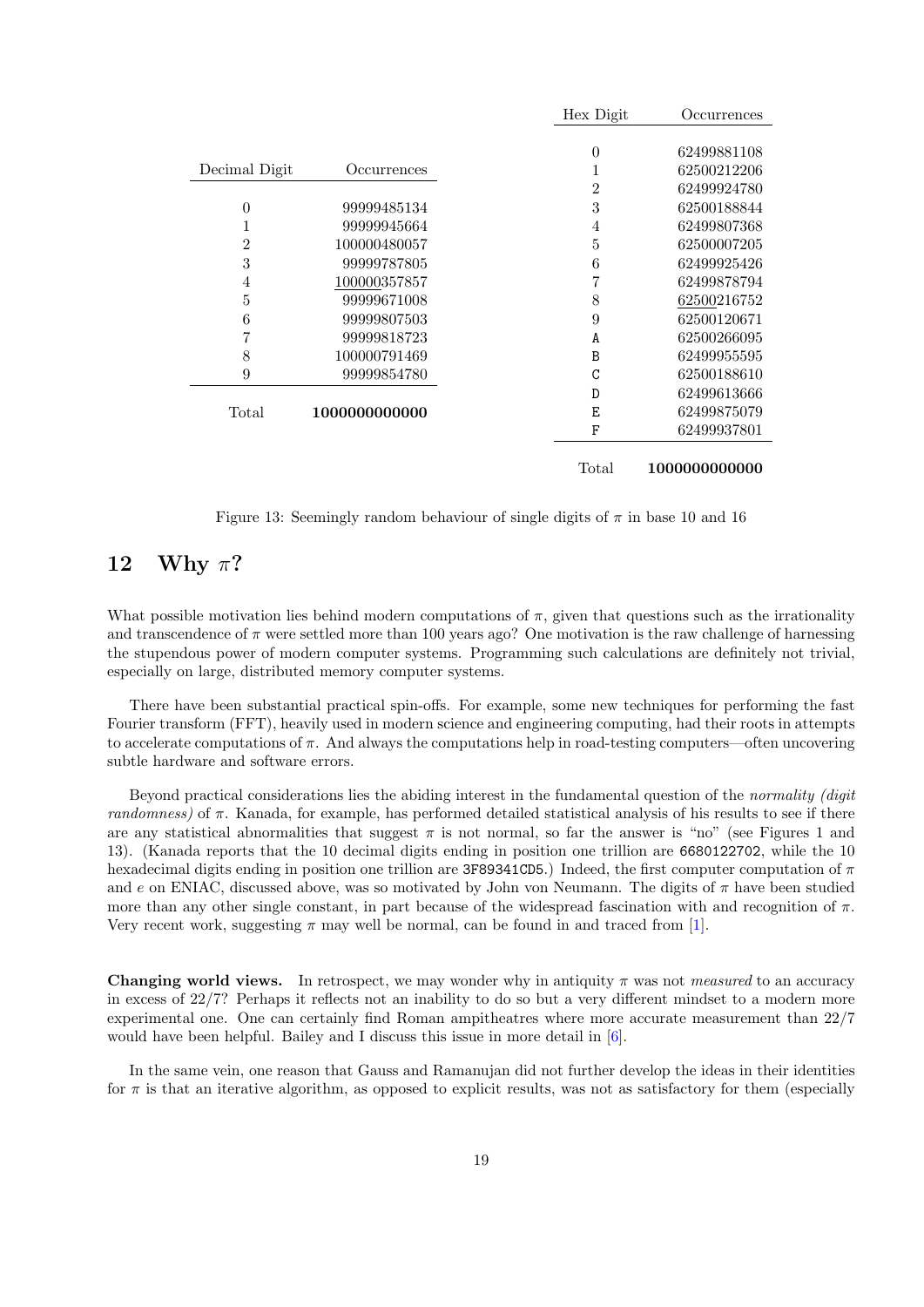| Decimal Digit | Occurrences |
|---|---|
| 0 | 99999485134 |
| 1 | 99999945664 |
| 2 | 100000480057 |
| 3 | 99999787805 |
| 4 | 100000357857 |
| 5 | 99999671008 |
| 6 | 99999807503 |
| 7 | 99999818723 |
| 8 | 100000791469 |
| 9 | 99999854780 |
| Total | **1000000000000** |

| Hex Digit | Occurrences |
|---|---|
| 0 | 62499881108 |
| 1 | 62500212206 |
| 2 | 62499924780 |
| 3 | 62500188844 |
| 4 | 62499807368 |
| 5 | 62500007205 |
| 6 | 62499925426 |
| 7 | 62499878794 |
| 8 | 62500216752 |
| 9 | 62500120671 |
| A | 62500266095 |
| B | 62499955595 |
| C | 62500188610 |
| D | 62499613666 |
| E | 62499875079 |
| F | 62499937801 |
| Total | **1000000000000** |

Figure 13: Seemingly random behaviour of single digits of $\pi$ in base 10 and 16

## 12 Why $\pi$?

What possible motivation lies behind modern computations of $\pi$, given that questions such as the irrationality and transcendence of $\pi$ were settled more than 100 years ago? One motivation is the raw challenge of harnessing the stupendous power of modern computer systems. Programming such calculations are definitely not trivial, especially on large, distributed memory computer systems.

There have been substantial practical spin-offs. For example, some new techniques for performing the fast Fourier transform (FFT), heavily used in modern science and engineering computing, had their roots in attempts to accelerate computations of $\pi$. And always the computations help in road-testing computers—often uncovering subtle hardware and software errors.

Beyond practical considerations lies the abiding interest in the fundamental question of the *normality (digit randomness)* of $\pi$. Kanada, for example, has performed detailed statistical analysis of his results to see if there are any statistical abnormalities that suggest $\pi$ is not normal, so far the answer is "no" (see Figures 1 and 13). (Kanada reports that the 10 decimal digits ending in position one trillion are `6680122702`, while the 10 hexadecimal digits ending in position one trillion are `3F89341CD5`.) Indeed, the first computer computation of $\pi$ and $e$ on ENIAC, discussed above, was so motivated by John von Neumann. The digits of $\pi$ have been studied more than any other single constant, in part because of the widespread fascination with and recognition of $\pi$. Very recent work, suggesting $\pi$ may well be normal, can be found in and traced from [1].

**Changing world views.** In retrospect, we may wonder why in antiquity $\pi$ was not *measured* to an accuracy in excess of 22/7? Perhaps it reflects not an inability to do so but a very different mindset to a modern more experimental one. One can certainly find Roman ampitheatres where more accurate measurement than 22/7 would have been helpful. Bailey and I discuss this issue in more detail in [6].

In the same vein, one reason that Gauss and Ramanujan did not further develop the ideas in their identities for $\pi$ is that an iterative algorithm, as opposed to explicit results, was not as satisfactory for them (especially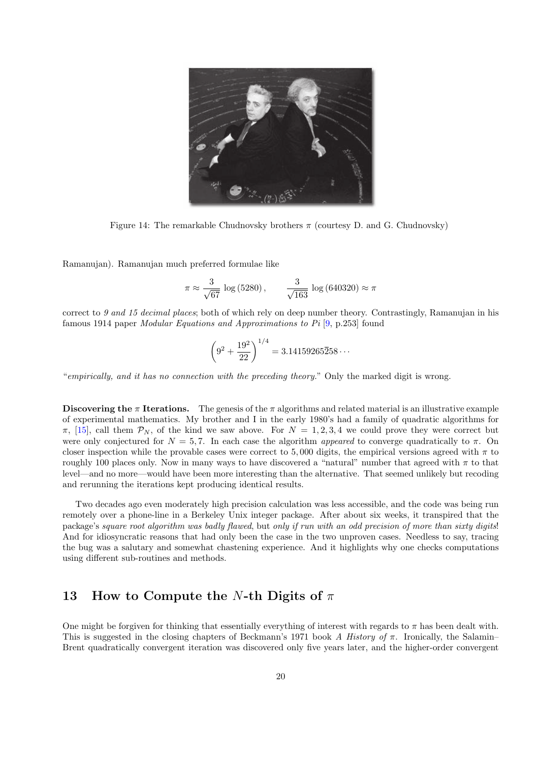Figure 14: The remarkable Chudnovsky brothers $\pi$ (courtesy D. and G. Chudnovsky)

Ramanujan). Ramanujan much preferred formulae like

$$\pi \approx \frac{3}{\sqrt{67}} \log(5280), \qquad \frac{3}{\sqrt{163}} \log(640320) \approx \pi$$

correct to *9 and 15 decimal places*; both of which rely on deep number theory. Contrastingly, Ramanujan in his famous 1914 paper *Modular Equations and Approximations to Pi* [9, p.253] found

$$\left(9^2 + \frac{19^2}{22}\right)^{1/4} = 3.14159265\overline{2}58\cdots$$

"*empirically, and it has no connection with the preceding theory.*" Only the marked digit is wrong.

**Discovering the $\pi$ Iterations.** The genesis of the $\pi$ algorithms and related material is an illustrative example of experimental mathematics. My brother and I in the early 1980's had a family of quadratic algorithms for $\pi$, [15], call them $\mathcal{P}_N$, of the kind we saw above. For $N = 1, 2, 3, 4$ we could prove they were correct but were only conjectured for $N = 5, 7$. In each case the algorithm *appeared* to converge quadratically to $\pi$. On closer inspection while the provable cases were correct to 5,000 digits, the empirical versions agreed with $\pi$ to roughly 100 places only. Now in many ways to have discovered a "natural" number that agreed with $\pi$ to that level—and no more—would have been more interesting than the alternative. That seemed unlikely but recoding and rerunning the iterations kept producing identical results.

Two decades ago even moderately high precision calculation was less accessible, and the code was being run remotely over a phone-line in a Berkeley Unix integer package. After about six weeks, it transpired that the package's *square root algorithm was badly flawed*, but *only if run with an odd precision of more than sixty digits*! And for idiosyncratic reasons that had only been the case in the two unproven cases. Needless to say, tracing the bug was a salutary and somewhat chastening experience. And it highlights why one checks computations using different sub-routines and methods.

## 13 How to Compute the $N$-th Digits of $\pi$

One might be forgiven for thinking that essentially everything of interest with regards to $\pi$ has been dealt with. This is suggested in the closing chapters of Beckmann's 1971 book *A History of $\pi$*. Ironically, the Salamin–Brent quadratically convergent iteration was discovered only five years later, and the higher-order convergent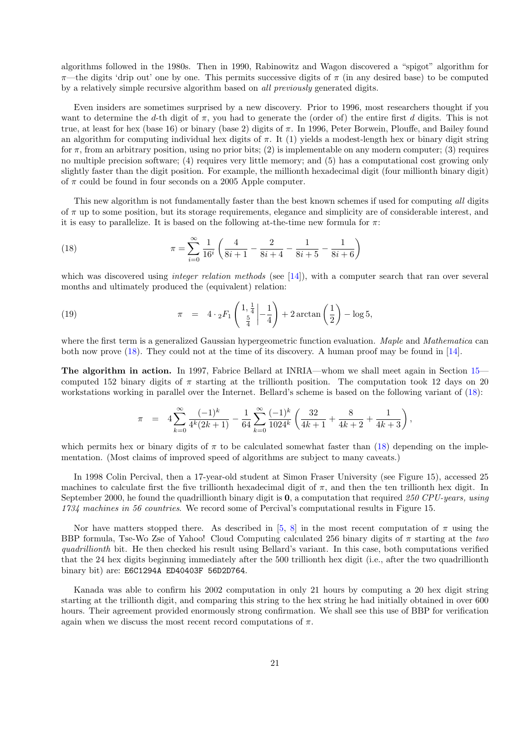algorithms followed in the 1980s. Then in 1990, Rabinowitz and Wagon discovered a "spigot" algorithm for $\pi$—the digits 'drip out' one by one. This permits successive digits of $\pi$ (in any desired base) to be computed by a relatively simple recursive algorithm based on *all previously* generated digits.

Even insiders are sometimes surprised by a new discovery. Prior to 1996, most researchers thought if you want to determine the $d$-th digit of $\pi$, you had to generate the (order of) the entire first $d$ digits. This is not true, at least for hex (base 16) or binary (base 2) digits of $\pi$. In 1996, Peter Borwein, Plouffe, and Bailey found an algorithm for computing individual hex digits of $\pi$. It (1) yields a modest-length hex or binary digit string for $\pi$, from an arbitrary position, using no prior bits; (2) is implementable on any modern computer; (3) requires no multiple precision software; (4) requires very little memory; and (5) has a computational cost growing only slightly faster than the digit position. For example, the millionth hexadecimal digit (four millionth binary digit) of $\pi$ could be found in four seconds on a 2005 Apple computer.

This new algorithm is not fundamentally faster than the best known schemes if used for computing *all* digits of $\pi$ up to some position, but its storage requirements, elegance and simplicity are of considerable interest, and it is easy to parallelize. It is based on the following at-the-time new formula for $\pi$:

$$\pi = \sum_{i=0}^{\infty} \frac{1}{16^i}\left(\frac{4}{8i+1} - \frac{2}{8i+4} - \frac{1}{8i+5} - \frac{1}{8i+6}\right) \tag{18}$$

which was discovered using *integer relation methods* (see [14]), with a computer search that ran over several months and ultimately produced the (equivalent) relation:

$$\pi \quad = \quad 4 \cdot {}_2F_1\left(\begin{matrix}1, \frac{1}{4}\\ \frac{5}{4}\end{matrix}\middle| -\frac{1}{4}\right) + 2\arctan\left(\frac{1}{2}\right) - \log 5, \tag{19}$$

where the first term is a generalized Gaussian hypergeometric function evaluation. *Maple* and *Mathematica* can both now prove (18). They could not at the time of its discovery. A human proof may be found in [14].

**The algorithm in action.** In 1997, Fabrice Bellard at INRIA—whom we shall meet again in Section 15—computed 152 binary digits of $\pi$ starting at the trillionth position. The computation took 12 days on 20 workstations working in parallel over the Internet. Bellard's scheme is based on the following variant of (18):

$$\pi \quad = \quad 4\sum_{k=0}^{\infty} \frac{(-1)^k}{4^k(2k+1)} - \frac{1}{64}\sum_{k=0}^{\infty} \frac{(-1)^k}{1024^k}\left(\frac{32}{4k+1} + \frac{8}{4k+2} + \frac{1}{4k+3}\right),$$

which permits hex or binary digits of $\pi$ to be calculated somewhat faster than (18) depending on the implementation. (Most claims of improved speed of algorithms are subject to many caveats.)

In 1998 Colin Percival, then a 17-year-old student at Simon Fraser University (see Figure 15), accessed 25 machines to calculate first the five trillionth hexadecimal digit of $\pi$, and then the ten trillionth hex digit. In September 2000, he found the quadrillionth binary digit is **0**, a computation that required *250 CPU-years, using 1734 machines in 56 countries*. We record some of Percival's computational results in Figure 15.

Nor have matters stopped there. As described in [5, 8] in the most recent computation of $\pi$ using the BBP formula, Tse-Wo Zse of Yahoo! Cloud Computing calculated 256 binary digits of $\pi$ starting at the *two quadrillionth* bit. He then checked his result using Bellard's variant. In this case, both computations verified that the 24 hex digits beginning immediately after the 500 trillionth hex digit (i.e., after the two quadrillionth binary bit) are: `E6C1294A ED40403F 56D2D764`.

Kanada was able to confirm his 2002 computation in only 21 hours by computing a 20 hex digit string starting at the trillionth digit, and comparing this string to the hex string he had initially obtained in over 600 hours. Their agreement provided enormously strong confirmation. We shall see this use of BBP for verification again when we discuss the most recent record computations of $\pi$.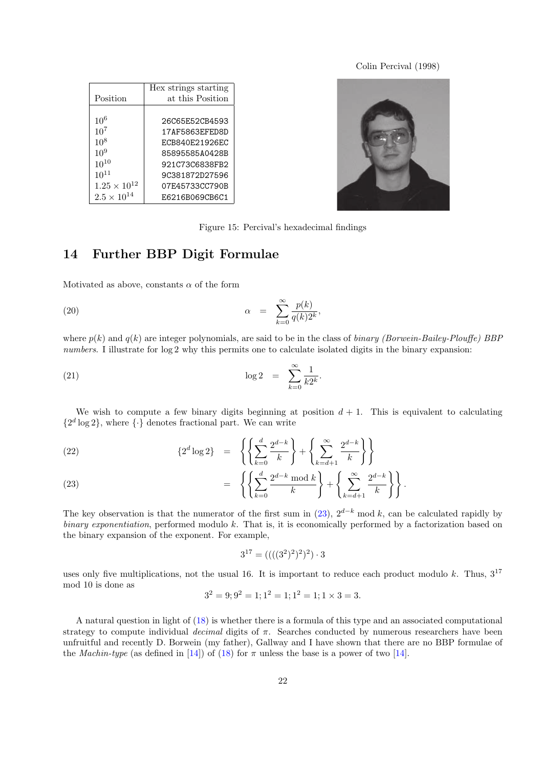Colin Percival (1998)

| Position | Hex strings starting at this Position |
|---|---|
| $10^6$ | 26C65E52CB4593 |
| $10^7$ | 17AF5863EFED8D |
| $10^8$ | ECB840E21926EC |
| $10^9$ | 85895585A0428B |
| $10^{10}$ | 921C73C6838FB2 |
| $10^{11}$ | 9C381872D27596 |
| $1.25 \times 10^{12}$ | 07E45733CC790B |
| $2.5 \times 10^{14}$ | E6216B069CB6C1 |

Figure 15: Percival's hexadecimal findings

## 14 Further BBP Digit Formulae

Motivated as above, constants $\alpha$ of the form

$$\alpha = \sum_{k=0}^{\infty} \frac{p(k)}{q(k)2^k}, \tag{20}$$

where $p(k)$ and $q(k)$ are integer polynomials, are said to be in the class of *binary (Borwein-Bailey-Plouffe) BBP numbers*. I illustrate for $\log 2$ why this permits one to calculate isolated digits in the binary expansion:

$$\log 2 = \sum_{k=0}^{\infty} \frac{1}{k2^k}. \tag{21}$$

We wish to compute a few binary digits beginning at position $d+1$. This is equivalent to calculating $\{2^d \log 2\}$, where $\{\cdot\}$ denotes fractional part. We can write

$$\{2^d \log 2\} = \left\{ \left\{ \sum_{k=0}^{d} \frac{2^{d-k}}{k} \right\} + \left\{ \sum_{k=d+1}^{\infty} \frac{2^{d-k}}{k} \right\} \right\} \tag{22}$$

$$= \left\{ \left\{ \sum_{k=0}^{d} \frac{2^{d-k} \bmod k}{k} \right\} + \left\{ \sum_{k=d+1}^{\infty} \frac{2^{d-k}}{k} \right\} \right\}. \tag{23}$$

The key observation is that the numerator of the first sum in (23), $2^{d-k} \bmod k$, can be calculated rapidly by *binary exponentiation*, performed modulo $k$. That is, it is economically performed by a factorization based on the binary expansion of the exponent. For example,

$$3^{17} = ((((3^2)^2)^2)^2) \cdot 3$$

uses only five multiplications, not the usual 16. It is important to reduce each product modulo $k$. Thus, $3^{17} \bmod 10$ is done as

$$3^2 = 9; 9^2 = 1; 1^2 = 1; 1^2 = 1; 1 \times 3 = 3.$$

A natural question in light of (18) is whether there is a formula of this type and an associated computational strategy to compute individual *decimal* digits of $\pi$. Searches conducted by numerous researchers have been unfruitful and recently D. Borwein (my father), Gallway and I have shown that there are no BBP formulae of the *Machin-type* (as defined in [14]) of (18) for $\pi$ unless the base is a power of two [14].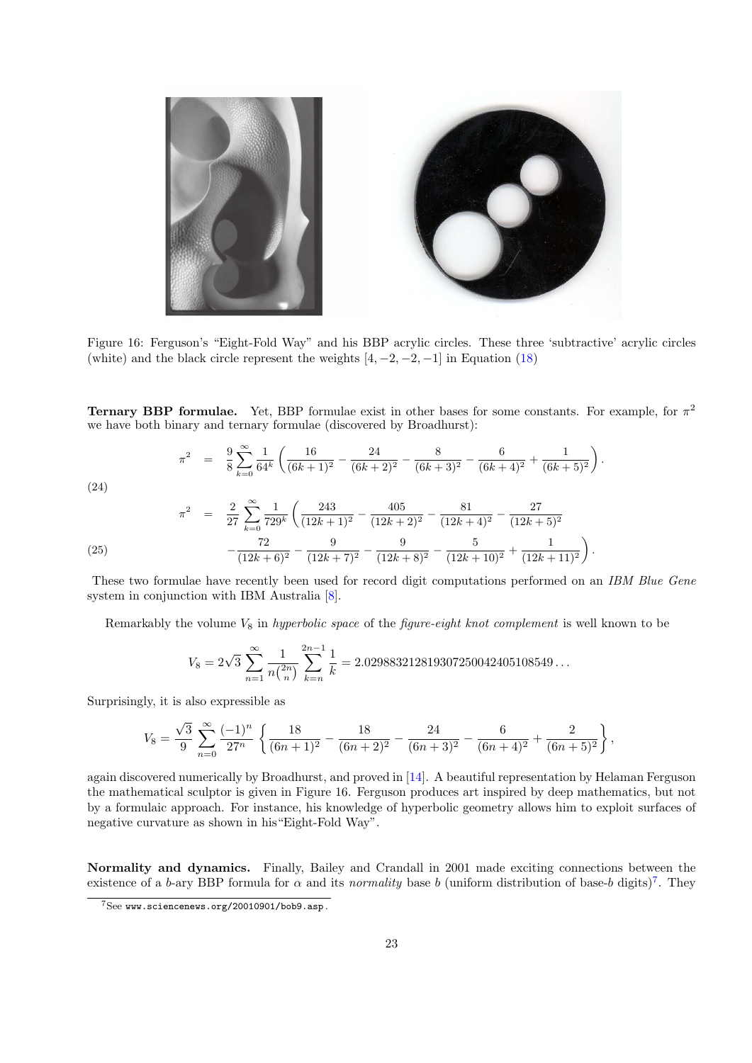Figure 16: Ferguson's "Eight-Fold Way" and his BBP acrylic circles. These three 'subtractive' acrylic circles (white) and the black circle represent the weights $[4, -2, -2, -1]$ in Equation (18)

**Ternary BBP formulae.** Yet, BBP formulae exist in other bases for some constants. For example, for $\pi^2$ we have both binary and ternary formulae (discovered by Broadhurst):

$$\pi^2 = \frac{9}{8}\sum_{k=0}^{\infty}\frac{1}{64^k}\left(\frac{16}{(6k+1)^2}-\frac{24}{(6k+2)^2}-\frac{8}{(6k+3)^2}-\frac{6}{(6k+4)^2}+\frac{1}{(6k+5)^2}\right). \tag{24}$$

$$\pi^2 = \frac{2}{27}\sum_{k=0}^{\infty}\frac{1}{729^k}\left(\frac{243}{(12k+1)^2}-\frac{405}{(12k+2)^2}-\frac{81}{(12k+4)^2}-\frac{27}{(12k+5)^2}\right.$$
$$\left.-\frac{72}{(12k+6)^2}-\frac{9}{(12k+7)^2}-\frac{9}{(12k+8)^2}-\frac{5}{(12k+10)^2}+\frac{1}{(12k+11)^2}\right). \tag{25}$$

These two formulae have recently been used for record digit computations performed on an *IBM Blue Gene* system in conjunction with IBM Australia [8].

Remarkably the volume $V_8$ in *hyperbolic space* of the *figure-eight knot complement* is well known to be

$$V_8 = 2\sqrt{3}\sum_{n=1}^{\infty}\frac{1}{n\binom{2n}{n}}\sum_{k=n}^{2n-1}\frac{1}{k} = 2.029883212819307250042405108549\ldots$$

Surprisingly, it is also expressible as

$$V_8 = \frac{\sqrt{3}}{9}\sum_{n=0}^{\infty}\frac{(-1)^n}{27^n}\left\{\frac{18}{(6n+1)^2}-\frac{18}{(6n+2)^2}-\frac{24}{(6n+3)^2}-\frac{6}{(6n+4)^2}+\frac{2}{(6n+5)^2}\right\},$$

again discovered numerically by Broadhurst, and proved in [14]. A beautiful representation by Helaman Ferguson the mathematical sculptor is given in Figure 16. Ferguson produces art inspired by deep mathematics, but not by a formulaic approach. For instance, his knowledge of hyperbolic geometry allows him to exploit surfaces of negative curvature as shown in his "Eight-Fold Way".

**Normality and dynamics.** Finally, Bailey and Crandall in 2001 made exciting connections between the existence of a $b$-ary BBP formula for $\alpha$ and its *normality* base $b$ (uniform distribution of base-$b$ digits)[7]. They

[7] See www.sciencenews.org/20010901/bob9.asp.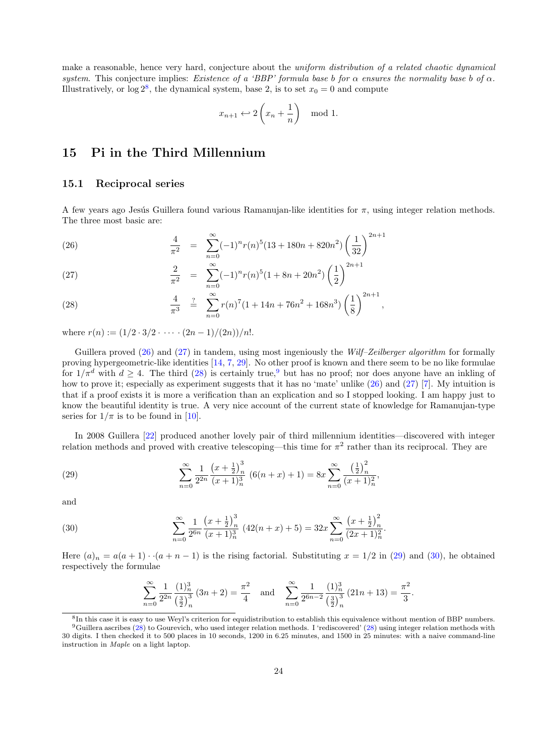make a reasonable, hence very hard, conjecture about the *uniform distribution of a related chaotic dynamical system*. This conjecture implies: *Existence of a 'BBP' formula base b for α ensures the normality base b of α.* Illustratively, or $\log 2$[8], the dynamical system, base 2, is to set $x_0 = 0$ and compute

$$x_{n+1} \hookleftarrow 2\left(x_n + \frac{1}{n}\right) \mod 1.$$

## 15 Pi in the Third Millennium

### 15.1 Reciprocal series

A few years ago Jesús Guillera found various Ramanujan-like identities for $\pi$, using integer relation methods. The three most basic are:

$$\frac{4}{\pi^2} = \sum_{n=0}^{\infty}(-1)^n r(n)^5 (13 + 180n + 820n^2)\left(\frac{1}{32}\right)^{2n+1} \tag{26}$$

$$\frac{2}{\pi^2} = \sum_{n=0}^{\infty}(-1)^n r(n)^5 (1 + 8n + 20n^2)\left(\frac{1}{2}\right)^{2n+1} \tag{27}$$

$$\frac{4}{\pi^3} \stackrel{?}{=} \sum_{n=0}^{\infty} r(n)^7 (1 + 14n + 76n^2 + 168n^3)\left(\frac{1}{8}\right)^{2n+1}, \tag{28}$$

where $r(n) := (1/2 \cdot 3/2 \cdot \cdots \cdot (2n-1)/(2n))/n!$.

Guillera proved (26) and (27) in tandem, using most ingeniously the *Wilf–Zeilberger algorithm* for formally proving hypergeometric-like identities [14, 7, 29]. No other proof is known and there seem to be no like formulae for $1/\pi^d$ with $d \geq 4$. The third (28) is certainly true,[9] but has no proof; nor does anyone have an inkling of how to prove it; especially as experiment suggests that it has no 'mate' unlike (26) and (27) [7]. My intuition is that if a proof exists it is more a verification than an explication and so I stopped looking. I am happy just to know the beautiful identity is true. A very nice account of the current state of knowledge for Ramanujan-type series for $1/\pi$ is to be found in [10].

In 2008 Guillera [22] produced another lovely pair of third millennium identities—discovered with integer relation methods and proved with creative telescoping—this time for $\pi^2$ rather than its reciprocal. They are

$$\sum_{n=0}^{\infty} \frac{1}{2^{2n}} \frac{\left(x+\frac{1}{2}\right)_n^3}{(x+1)_n^3} \left(6(n+x)+1\right) = 8x \sum_{n=0}^{\infty} \frac{\left(\frac{1}{2}\right)_n^2}{(x+1)_n^2}, \tag{29}$$

and

$$\sum_{n=0}^{\infty} \frac{1}{2^{6n}} \frac{\left(x+\frac{1}{2}\right)_n^3}{(x+1)_n^3} \left(42(n+x)+5\right) = 32x \sum_{n=0}^{\infty} \frac{\left(x+\frac{1}{2}\right)_n^2}{(2x+1)_n^2}. \tag{30}$$

Here $(a)_n = a(a+1) \cdot \cdot (a+n-1)$ is the rising factorial. Substituting $x = 1/2$ in (29) and (30), he obtained respectively the formulae

$$\sum_{n=0}^{\infty} \frac{1}{2^{2n}} \frac{(1)_n^3}{\left(\frac{3}{2}\right)_n^3} (3n+2) = \frac{\pi^2}{4} \quad \text{and} \quad \sum_{n=0}^{\infty} \frac{1}{2^{6n-2}} \frac{(1)_n^3}{\left(\frac{3}{2}\right)_n^3} (21n+13) = \frac{\pi^2}{3}.$$

---

[8] In this case it is easy to use Weyl's criterion for equidistribution to establish this equivalence without mention of BBP numbers.

[9] Guillera ascribes (28) to Gourevich, who used integer relation methods. I 'rediscovered' (28) using integer relation methods with 30 digits. I then checked it to 500 places in 10 seconds, 1200 in 6.25 minutes, and 1500 in 25 minutes: with a naive command-line instruction in *Maple* on a light laptop.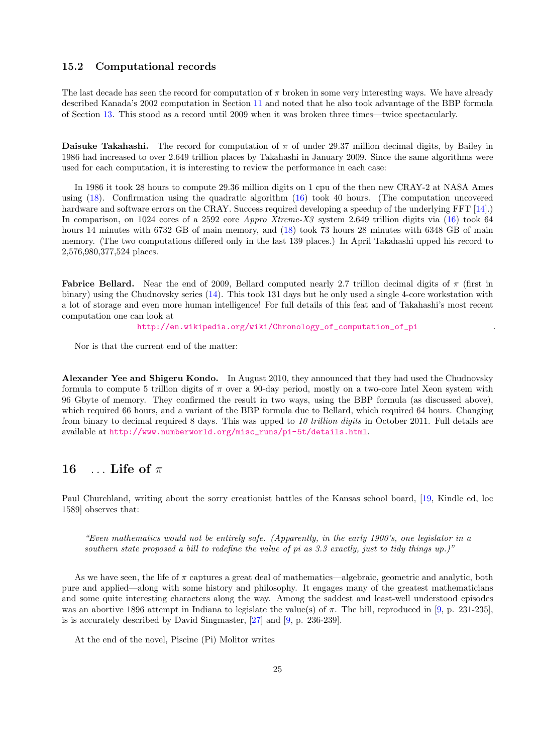### 15.2 Computational records

The last decade has seen the record for computation of $\pi$ broken in some very interesting ways. We have already described Kanada's 2002 computation in Section 11 and noted that he also took advantage of the BBP formula of Section 13. This stood as a record until 2009 when it was broken three times—twice spectacularly.

**Daisuke Takahashi.** The record for computation of $\pi$ of under 29.37 million decimal digits, by Bailey in 1986 had increased to over 2.649 trillion places by Takahashi in January 2009. Since the same algorithms were used for each computation, it is interesting to review the performance in each case:

In 1986 it took 28 hours to compute 29.36 million digits on 1 cpu of the then new CRAY-2 at NASA Ames using (18). Confirmation using the quadratic algorithm (16) took 40 hours. (The computation uncovered hardware and software errors on the CRAY. Success required developing a speedup of the underlying FFT [14].) In comparison, on 1024 cores of a 2592 core *Appro Xtreme-X3* system 2.649 trillion digits via (16) took 64 hours 14 minutes with 6732 GB of main memory, and (18) took 73 hours 28 minutes with 6348 GB of main memory. (The two computations differed only in the last 139 places.) In April Takahashi upped his record to 2,576,980,377,524 places.

**Fabrice Bellard.** Near the end of 2009, Bellard computed nearly 2.7 trillion decimal digits of $\pi$ (first in binary) using the Chudnovsky series (14). This took 131 days but he only used a single 4-core workstation with a lot of storage and even more human intelligence! For full details of this feat and of Takahashi's most recent computation one can look at

http://en.wikipedia.org/wiki/Chronology_of_computation_of_pi .

Nor is that the current end of the matter:

**Alexander Yee and Shigeru Kondo.** In August 2010, they announced that they had used the Chudnovsky formula to compute 5 trillion digits of $\pi$ over a 90-day period, mostly on a two-core Intel Xeon system with 96 Gbyte of memory. They confirmed the result in two ways, using the BBP formula (as discussed above), which required 66 hours, and a variant of the BBP formula due to Bellard, which required 64 hours. Changing from binary to decimal required 8 days. This was upped to *10 trillion digits* in October 2011. Full details are available at http://www.numberworld.org/misc_runs/pi-5t/details.html.

## 16 . . . Life of $\pi$

Paul Churchland, writing about the sorry creationist battles of the Kansas school board, [19, Kindle ed, loc 1589] observes that:

> *"Even mathematics would not be entirely safe. (Apparently, in the early 1900's, one legislator in a southern state proposed a bill to redefine the value of pi as 3.3 exactly, just to tidy things up.)"*

As we have seen, the life of $\pi$ captures a great deal of mathematics—algebraic, geometric and analytic, both pure and applied—along with some history and philosophy. It engages many of the greatest mathematicians and some quite interesting characters along the way. Among the saddest and least-well understood episodes was an abortive 1896 attempt in Indiana to legislate the value(s) of $\pi$. The bill, reproduced in [9, p. 231-235], is is accurately described by David Singmaster, [27] and [9, p. 236-239].

At the end of the novel, Piscine (Pi) Molitor writes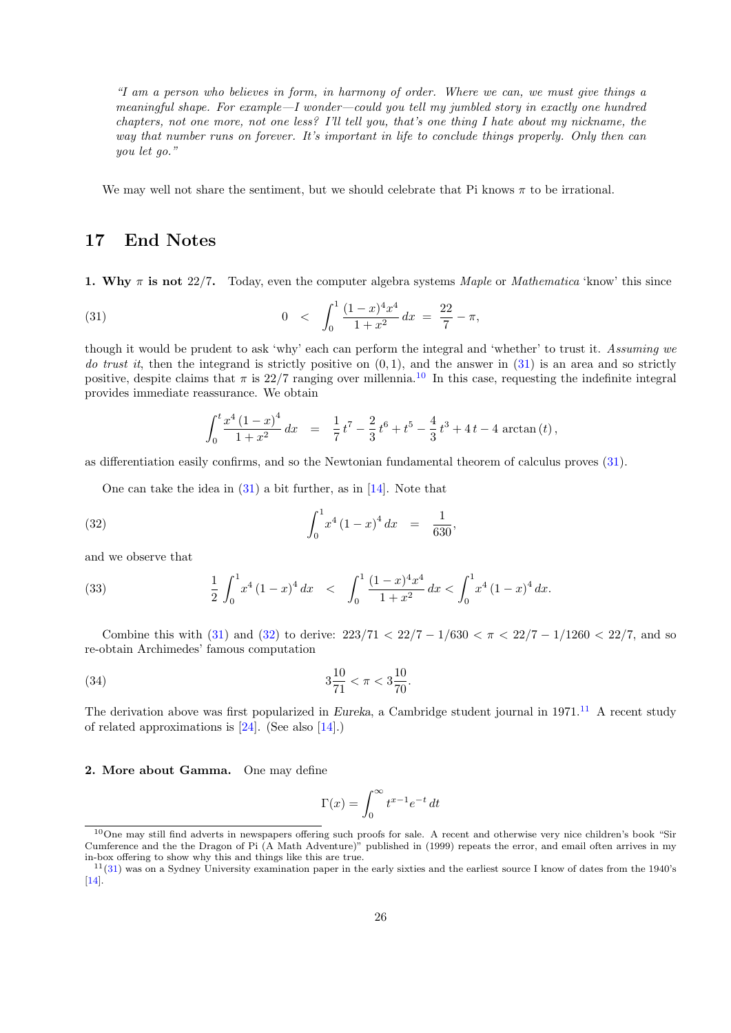*"I am a person who believes in form, in harmony of order. Where we can, we must give things a meaningful shape. For example—I wonder—could you tell my jumbled story in exactly one hundred chapters, not one more, not one less? I'll tell you, that's one thing I hate about my nickname, the way that number runs on forever. It's important in life to conclude things properly. Only then can you let go."*

We may well not share the sentiment, but we should celebrate that Pi knows $\pi$ to be irrational.

## 17 End Notes

**1. Why $\pi$ is not 22/7.** Today, even the computer algebra systems *Maple* or *Mathematica* 'know' this since

$$0 \quad < \quad \int_0^1 \frac{(1-x)^4 x^4}{1+x^2}\, dx \;=\; \frac{22}{7} - \pi, \tag{31}$$

though it would be prudent to ask 'why' each can perform the integral and 'whether' to trust it. *Assuming we do trust it*, then the integrand is strictly positive on $(0, 1)$, and the answer in (31) is an area and so strictly positive, despite claims that $\pi$ is 22/7 ranging over millennia.[10] In this case, requesting the indefinite integral provides immediate reassurance. We obtain

$$\int_0^t \frac{x^4\,(1-x)^4}{1+x^2}\, dx \quad = \quad \frac{1}{7}\,t^7 - \frac{2}{3}\,t^6 + t^5 - \frac{4}{3}\,t^3 + 4\,t - 4\,\arctan(t)\,,$$

as differentiation easily confirms, and so the Newtonian fundamental theorem of calculus proves (31).

One can take the idea in (31) a bit further, as in [14]. Note that

$$\int_0^1 x^4\,(1-x)^4\, dx \quad = \quad \frac{1}{630}, \tag{32}$$

and we observe that

$$\frac{1}{2}\int_0^1 x^4\,(1-x)^4\, dx \quad < \quad \int_0^1 \frac{(1-x)^4 x^4}{1+x^2}\, dx < \int_0^1 x^4\,(1-x)^4\, dx. \tag{33}$$

Combine this with (31) and (32) to derive: $223/71 < 22/7 - 1/630 < \pi < 22/7 - 1/1260 < 22/7$, and so re-obtain Archimedes' famous computation

$$3\frac{10}{71} < \pi < 3\frac{10}{70}. \tag{34}$$

The derivation above was first popularized in *Eureka*, a Cambridge student journal in 1971.[11] A recent study of related approximations is [24]. (See also [14].)

**2. More about Gamma.** One may define

$$\Gamma(x) = \int_0^\infty t^{x-1} e^{-t}\, dt$$

[10] One may still find adverts in newspapers offering such proofs for sale. A recent and otherwise very nice children's book "Sir Cumference and the the Dragon of Pi (A Math Adventure)" published in (1999) repeats the error, and email often arrives in my in-box offering to show why this and things like this are true.

[11] (31) was on a Sydney University examination paper in the early sixties and the earliest source I know of dates from the 1940's [14].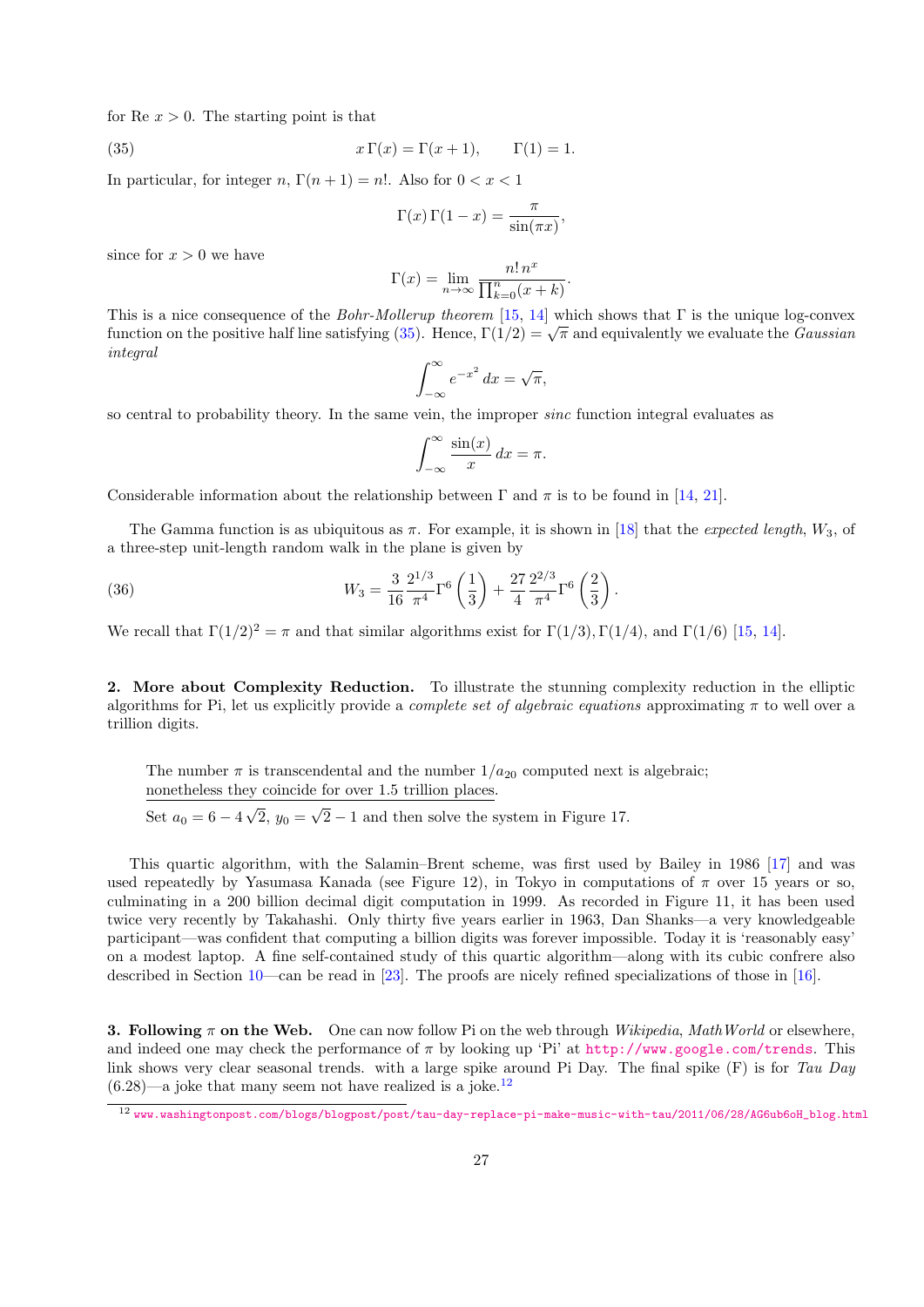for Re $x > 0$. The starting point is that

$$x\,\Gamma(x) = \Gamma(x+1), \qquad \Gamma(1) = 1. \tag{35}$$

In particular, for integer $n$, $\Gamma(n+1) = n!$. Also for $0 < x < 1$

$$\Gamma(x)\,\Gamma(1-x) = \frac{\pi}{\sin(\pi x)},$$

since for $x > 0$ we have

$$\Gamma(x) = \lim_{n\to\infty} \frac{n!\,n^x}{\prod_{k=0}^{n}(x+k)}.$$

This is a nice consequence of the *Bohr-Mollerup theorem* [15, 14] which shows that $\Gamma$ is the unique log-convex function on the positive half line satisfying (35). Hence, $\Gamma(1/2) = \sqrt{\pi}$ and equivalently we evaluate the *Gaussian integral*

$$\int_{-\infty}^{\infty} e^{-x^2}\,dx = \sqrt{\pi},$$

so central to probability theory. In the same vein, the improper *sinc* function integral evaluates as

$$\int_{-\infty}^{\infty} \frac{\sin(x)}{x}\,dx = \pi.$$

Considerable information about the relationship between $\Gamma$ and $\pi$ is to be found in [14, 21].

The Gamma function is as ubiquitous as $\pi$. For example, it is shown in [18] that the *expected length*, $W_3$, of a three-step unit-length random walk in the plane is given by

$$W_3 = \frac{3}{16}\frac{2^{1/3}}{\pi^4}\Gamma^6\left(\frac{1}{3}\right) + \frac{27}{4}\frac{2^{2/3}}{\pi^4}\Gamma^6\left(\frac{2}{3}\right). \tag{36}$$

We recall that $\Gamma(1/2)^2 = \pi$ and that similar algorithms exist for $\Gamma(1/3), \Gamma(1/4)$, and $\Gamma(1/6)$ [15, 14].

**2. More about Complexity Reduction.** To illustrate the stunning complexity reduction in the elliptic algorithms for Pi, let us explicitly provide a *complete set of algebraic equations* approximating $\pi$ to well over a trillion digits.

> The number $\pi$ is transcendental and the number $1/a_{20}$ computed next is algebraic; nonetheless they coincide for over 1.5 trillion places.
>
> Set $a_0 = 6 - 4\sqrt{2}$, $y_0 = \sqrt{2} - 1$ and then solve the system in Figure 17.

This quartic algorithm, with the Salamin–Brent scheme, was first used by Bailey in 1986 [17] and was used repeatedly by Yasumasa Kanada (see Figure 12), in Tokyo in computations of $\pi$ over 15 years or so, culminating in a 200 billion decimal digit computation in 1999. As recorded in Figure 11, it has been used twice very recently by Takahashi. Only thirty five years earlier in 1963, Dan Shanks—a very knowledgeable participant—was confident that computing a billion digits was forever impossible. Today it is 'reasonably easy' on a modest laptop. A fine self-contained study of this quartic algorithm—along with its cubic confrere also described in Section 10—can be read in [23]. The proofs are nicely refined specializations of those in [16].

**3. Following $\pi$ on the Web.** One can now follow Pi on the web through *Wikipedia*, *MathWorld* or elsewhere, and indeed one may check the performance of $\pi$ by looking up 'Pi' at http://www.google.com/trends. This link shows very clear seasonal trends. with a large spike around Pi Day. The final spike (F) is for *Tau Day* (6.28)—a joke that many seem not have realized is a joke.[12]

[12] www.washingtonpost.com/blogs/blogpost/post/tau-day-replace-pi-make-music-with-tau/2011/06/28/AG6ub6oH_blog.html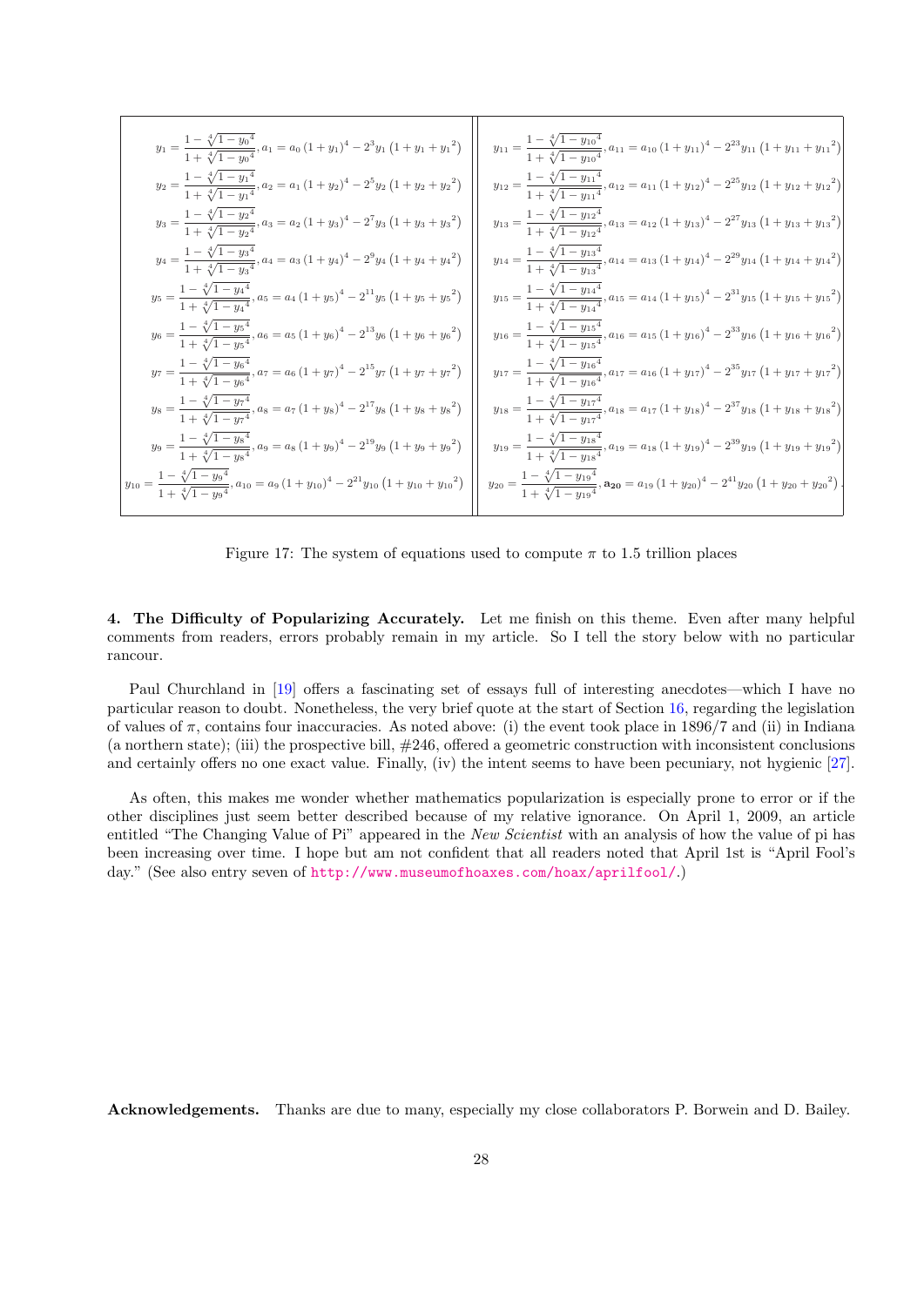$$
\begin{aligned}
y_1 &= \frac{1-\sqrt[4]{1-{y_0}^4}}{1+\sqrt[4]{1-{y_0}^4}}, a_1 = a_0\,(1+y_1)^4 - 2^3 y_1\,(1+y_1+{y_1}^2) \\
y_2 &= \frac{1-\sqrt[4]{1-{y_1}^4}}{1+\sqrt[4]{1-{y_1}^4}}, a_2 = a_1\,(1+y_2)^4 - 2^5 y_2\,(1+y_2+{y_2}^2) \\
y_3 &= \frac{1-\sqrt[4]{1-{y_2}^4}}{1+\sqrt[4]{1-{y_2}^4}}, a_3 = a_2\,(1+y_3)^4 - 2^7 y_3\,(1+y_3+{y_3}^2) \\
y_4 &= \frac{1-\sqrt[4]{1-{y_3}^4}}{1+\sqrt[4]{1-{y_3}^4}}, a_4 = a_3\,(1+y_4)^4 - 2^9 y_4\,(1+y_4+{y_4}^2) \\
y_5 &= \frac{1-\sqrt[4]{1-{y_4}^4}}{1+\sqrt[4]{1-{y_4}^4}}, a_5 = a_4\,(1+y_5)^4 - 2^{11} y_5\,(1+y_5+{y_5}^2) \\
y_6 &= \frac{1-\sqrt[4]{1-{y_5}^4}}{1+\sqrt[4]{1-{y_5}^4}}, a_6 = a_5\,(1+y_6)^4 - 2^{13} y_6\,(1+y_6+{y_6}^2) \\
y_7 &= \frac{1-\sqrt[4]{1-{y_6}^4}}{1+\sqrt[4]{1-{y_6}^4}}, a_7 = a_6\,(1+y_7)^4 - 2^{15} y_7\,(1+y_7+{y_7}^2) \\
y_8 &= \frac{1-\sqrt[4]{1-{y_7}^4}}{1+\sqrt[4]{1-{y_7}^4}}, a_8 = a_7\,(1+y_8)^4 - 2^{17} y_8\,(1+y_8+{y_8}^2) \\
y_9 &= \frac{1-\sqrt[4]{1-{y_8}^4}}{1+\sqrt[4]{1-{y_8}^4}}, a_9 = a_8\,(1+y_9)^4 - 2^{19} y_9\,(1+y_9+{y_9}^2) \\
y_{10} &= \frac{1-\sqrt[4]{1-{y_9}^4}}{1+\sqrt[4]{1-{y_9}^4}}, a_{10} = a_9\,(1+y_{10})^4 - 2^{21} y_{10}\,(1+y_{10}+{y_{10}}^2)
\end{aligned}
$$

$$
\begin{aligned}
y_{11} &= \frac{1-\sqrt[4]{1-{y_{10}}^4}}{1+\sqrt[4]{1-{y_{10}}^4}}, a_{11} = a_{10}\,(1+y_{11})^4 - 2^{23} y_{11}\,(1+y_{11}+{y_{11}}^2) \\
y_{12} &= \frac{1-\sqrt[4]{1-{y_{11}}^4}}{1+\sqrt[4]{1-{y_{11}}^4}}, a_{12} = a_{11}\,(1+y_{12})^4 - 2^{25} y_{12}\,(1+y_{12}+{y_{12}}^2) \\
y_{13} &= \frac{1-\sqrt[4]{1-{y_{12}}^4}}{1+\sqrt[4]{1-{y_{12}}^4}}, a_{13} = a_{12}\,(1+y_{13})^4 - 2^{27} y_{13}\,(1+y_{13}+{y_{13}}^2) \\
y_{14} &= \frac{1-\sqrt[4]{1-{y_{13}}^4}}{1+\sqrt[4]{1-{y_{13}}^4}}, a_{14} = a_{13}\,(1+y_{14})^4 - 2^{29} y_{14}\,(1+y_{14}+{y_{14}}^2) \\
y_{15} &= \frac{1-\sqrt[4]{1-{y_{14}}^4}}{1+\sqrt[4]{1-{y_{14}}^4}}, a_{15} = a_{14}\,(1+y_{15})^4 - 2^{31} y_{15}\,(1+y_{15}+{y_{15}}^2) \\
y_{16} &= \frac{1-\sqrt[4]{1-{y_{15}}^4}}{1+\sqrt[4]{1-{y_{15}}^4}}, a_{16} = a_{15}\,(1+y_{16})^4 - 2^{33} y_{16}\,(1+y_{16}+{y_{16}}^2) \\
y_{17} &= \frac{1-\sqrt[4]{1-{y_{16}}^4}}{1+\sqrt[4]{1-{y_{16}}^4}}, a_{17} = a_{16}\,(1+y_{17})^4 - 2^{35} y_{17}\,(1+y_{17}+{y_{17}}^2) \\
y_{18} &= \frac{1-\sqrt[4]{1-{y_{17}}^4}}{1+\sqrt[4]{1-{y_{17}}^4}}, a_{18} = a_{17}\,(1+y_{18})^4 - 2^{37} y_{18}\,(1+y_{18}+{y_{18}}^2) \\
y_{19} &= \frac{1-\sqrt[4]{1-{y_{18}}^4}}{1+\sqrt[4]{1-{y_{18}}^4}}, a_{19} = a_{18}\,(1+y_{19})^4 - 2^{39} y_{19}\,(1+y_{19}+{y_{19}}^2) \\
y_{20} &= \frac{1-\sqrt[4]{1-{y_{19}}^4}}{1+\sqrt[4]{1-{y_{19}}^4}}, \mathbf{a_{20}} = a_{19}\,(1+y_{20})^4 - 2^{41} y_{20}\,(1+y_{20}+{y_{20}}^2).
\end{aligned}
$$

Figure 17: The system of equations used to compute $\pi$ to 1.5 trillion places

**4. The Difficulty of Popularizing Accurately.** Let me finish on this theme. Even after many helpful comments from readers, errors probably remain in my article. So I tell the story below with no particular rancour.

Paul Churchland in [19] offers a fascinating set of essays full of interesting anecdotes—which I have no particular reason to doubt. Nonetheless, the very brief quote at the start of Section 16, regarding the legislation of values of $\pi$, contains four inaccuracies. As noted above: (i) the event took place in 1896/7 and (ii) in Indiana (a northern state); (iii) the prospective bill, #246, offered a geometric construction with inconsistent conclusions and certainly offers no one exact value. Finally, (iv) the intent seems to have been pecuniary, not hygienic [27].

As often, this makes me wonder whether mathematics popularization is especially prone to error or if the other disciplines just seem better described because of my relative ignorance. On April 1, 2009, an article entitled "The Changing Value of Pi" appeared in the *New Scientist* with an analysis of how the value of pi has been increasing over time. I hope but am not confident that all readers noted that April 1st is "April Fool's day." (See also entry seven of http://www.museumofhoaxes.com/hoax/aprilfool/.)

**Acknowledgements.** Thanks are due to many, especially my close collaborators P. Borwein and D. Bailey.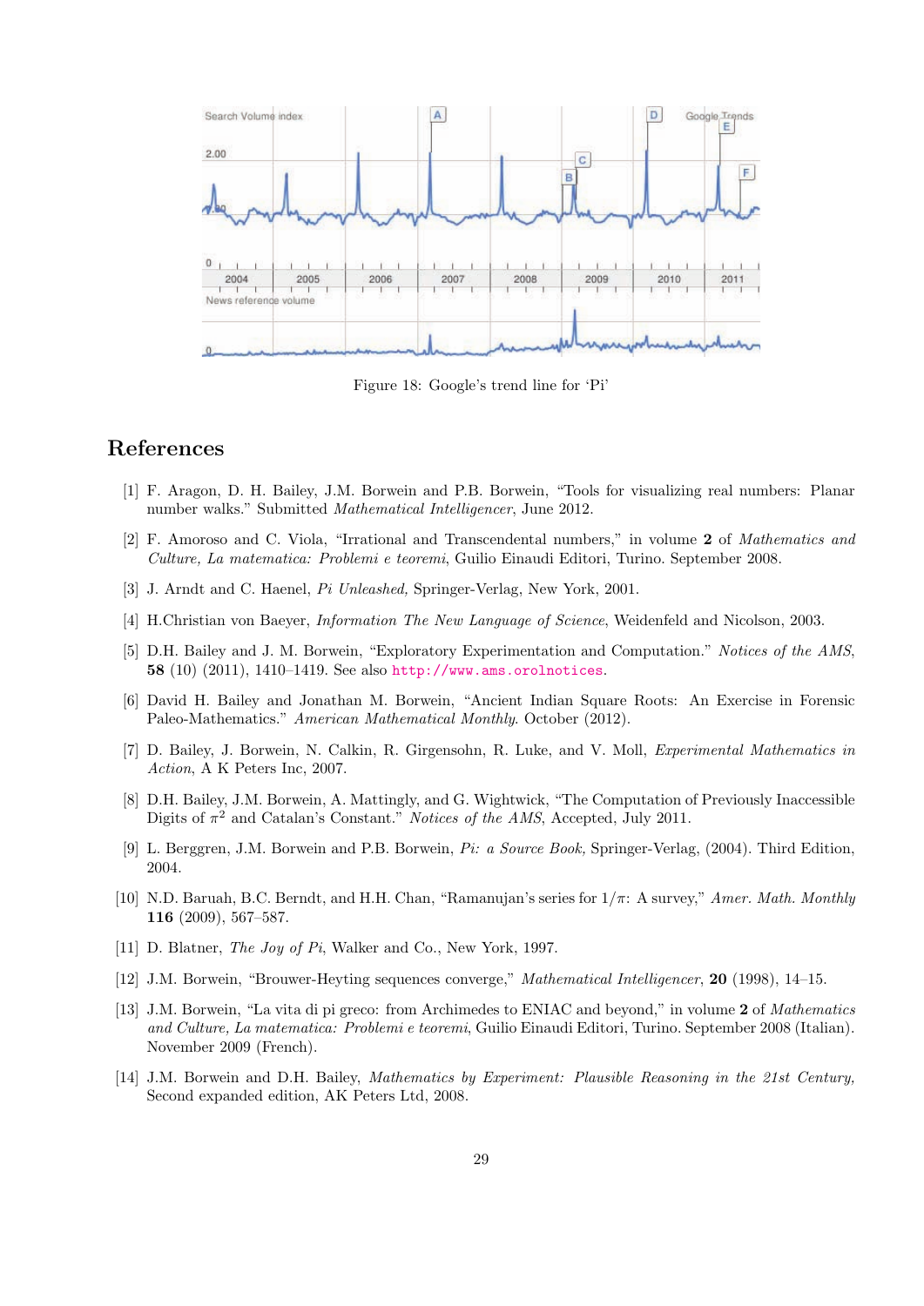Figure 18: Google's trend line for 'Pi'

## References

[1] F. Aragon, D. H. Bailey, J.M. Borwein and P.B. Borwein, "Tools for visualizing real numbers: Planar number walks." Submitted *Mathematical Intelligencer*, June 2012.

[2] F. Amoroso and C. Viola, "Irrational and Transcendental numbers," in volume **2** of *Mathematics and Culture, La matematica: Problemi e teoremi*, Guilio Einaudi Editori, Turino. September 2008.

[3] J. Arndt and C. Haenel, *Pi Unleashed,* Springer-Verlag, New York, 2001.

[4] H.Christian von Baeyer, *Information The New Language of Science*, Weidenfeld and Nicolson, 2003.

[5] D.H. Bailey and J. M. Borwein, "Exploratory Experimentation and Computation." *Notices of the AMS*, **58** (10) (2011), 1410–1419. See also http://www.ams.orolnotices.

[6] David H. Bailey and Jonathan M. Borwein, "Ancient Indian Square Roots: An Exercise in Forensic Paleo-Mathematics." *American Mathematical Monthly*. October (2012).

[7] D. Bailey, J. Borwein, N. Calkin, R. Girgensohn, R. Luke, and V. Moll, *Experimental Mathematics in Action*, A K Peters Inc, 2007.

[8] D.H. Bailey, J.M. Borwein, A. Mattingly, and G. Wightwick, "The Computation of Previously Inaccessible Digits of $\pi^2$ and Catalan's Constant." *Notices of the AMS*, Accepted, July 2011.

[9] L. Berggren, J.M. Borwein and P.B. Borwein, *Pi: a Source Book,* Springer-Verlag, (2004). Third Edition, 2004.

[10] N.D. Baruah, B.C. Berndt, and H.H. Chan, "Ramanujan's series for $1/\pi$: A survey," *Amer. Math. Monthly* **116** (2009), 567–587.

[11] D. Blatner, *The Joy of Pi*, Walker and Co., New York, 1997.

[12] J.M. Borwein, "Brouwer-Heyting sequences converge," *Mathematical Intelligencer*, **20** (1998), 14–15.

[13] J.M. Borwein, "La vita di pi greco: from Archimedes to ENIAC and beyond," in volume **2** of *Mathematics and Culture, La matematica: Problemi e teoremi*, Guilio Einaudi Editori, Turino. September 2008 (Italian). November 2009 (French).

[14] J.M. Borwein and D.H. Bailey, *Mathematics by Experiment: Plausible Reasoning in the 21st Century,* Second expanded edition, AK Peters Ltd, 2008.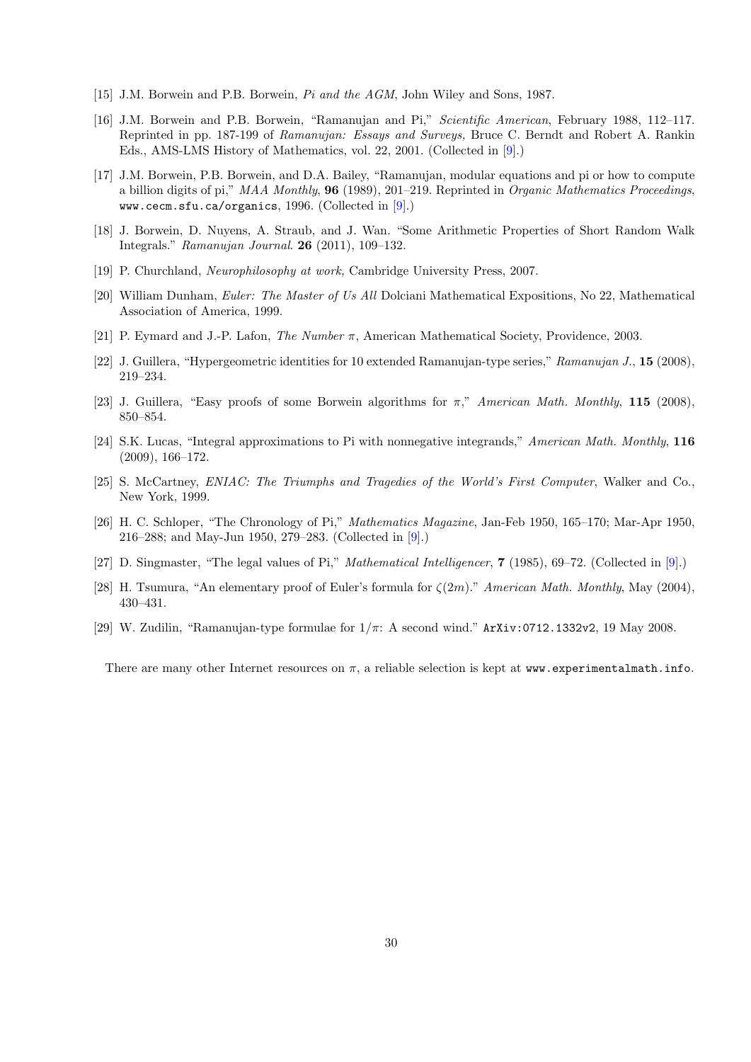[15] J.M. Borwein and P.B. Borwein, *Pi and the AGM*, John Wiley and Sons, 1987.

[16] J.M. Borwein and P.B. Borwein, "Ramanujan and Pi," *Scientific American*, February 1988, 112–117. Reprinted in pp. 187-199 of *Ramanujan: Essays and Surveys,* Bruce C. Berndt and Robert A. Rankin Eds., AMS-LMS History of Mathematics, vol. 22, 2001. (Collected in [9].)

[17] J.M. Borwein, P.B. Borwein, and D.A. Bailey, "Ramanujan, modular equations and pi or how to compute a billion digits of pi," *MAA Monthly*, **96** (1989), 201–219. Reprinted in *Organic Mathematics Proceedings*, `www.cecm.sfu.ca/organics`, 1996. (Collected in [9].)

[18] J. Borwein, D. Nuyens, A. Straub, and J. Wan. "Some Arithmetic Properties of Short Random Walk Integrals." *Ramanujan Journal*. **26** (2011), 109–132.

[19] P. Churchland, *Neurophilosophy at work,* Cambridge University Press, 2007.

[20] William Dunham, *Euler: The Master of Us All* Dolciani Mathematical Expositions, No 22, Mathematical Association of America, 1999.

[21] P. Eymard and J.-P. Lafon, *The Number* $\pi$, American Mathematical Society, Providence, 2003.

[22] J. Guillera, "Hypergeometric identities for 10 extended Ramanujan-type series," *Ramanujan J.*, **15** (2008), 219–234.

[23] J. Guillera, "Easy proofs of some Borwein algorithms for $\pi$," *American Math. Monthly*, **115** (2008), 850–854.

[24] S.K. Lucas, "Integral approximations to Pi with nonnegative integrands," *American Math. Monthly*, **116** (2009), 166–172.

[25] S. McCartney, *ENIAC: The Triumphs and Tragedies of the World's First Computer*, Walker and Co., New York, 1999.

[26] H. C. Schloper, "The Chronology of Pi," *Mathematics Magazine*, Jan-Feb 1950, 165–170; Mar-Apr 1950, 216–288; and May-Jun 1950, 279–283. (Collected in [9].)

[27] D. Singmaster, "The legal values of Pi," *Mathematical Intelligencer*, **7** (1985), 69–72. (Collected in [9].)

[28] H. Tsumura, "An elementary proof of Euler's formula for $\zeta(2m)$." *American Math. Monthly*, May (2004), 430–431.

[29] W. Zudilin, "Ramanujan-type formulae for $1/\pi$: A second wind." `ArXiv:0712.1332v2`, 19 May 2008.

There are many other Internet resources on $\pi$, a reliable selection is kept at `www.experimentalmath.info`.